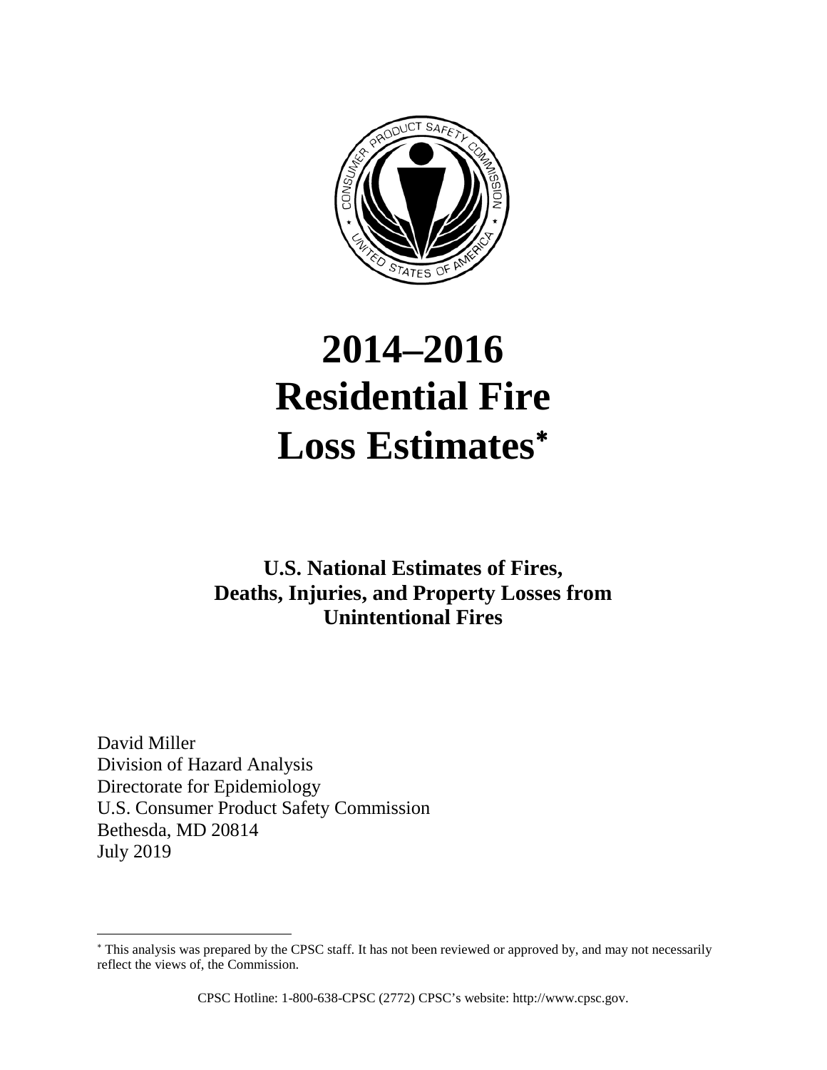# 2014–2016 Residential Fire Loss Estimates*

## U.S. National Estimates of Fires, Deaths, Injuries, and Property Losses from Unintentional Fires

David Miller
Division of Hazard Analysis
Directorate for Epidemiology
U.S. Consumer Product Safety Commission
Bethesda, MD 20814
July 2019

---

* This analysis was prepared by the CPSC staff. It has not been reviewed or approved by, and may not necessarily reflect the views of, the Commission.

CPSC Hotline: 1-800-638-CPSC (2772) CPSC's website: http://www.cpsc.gov.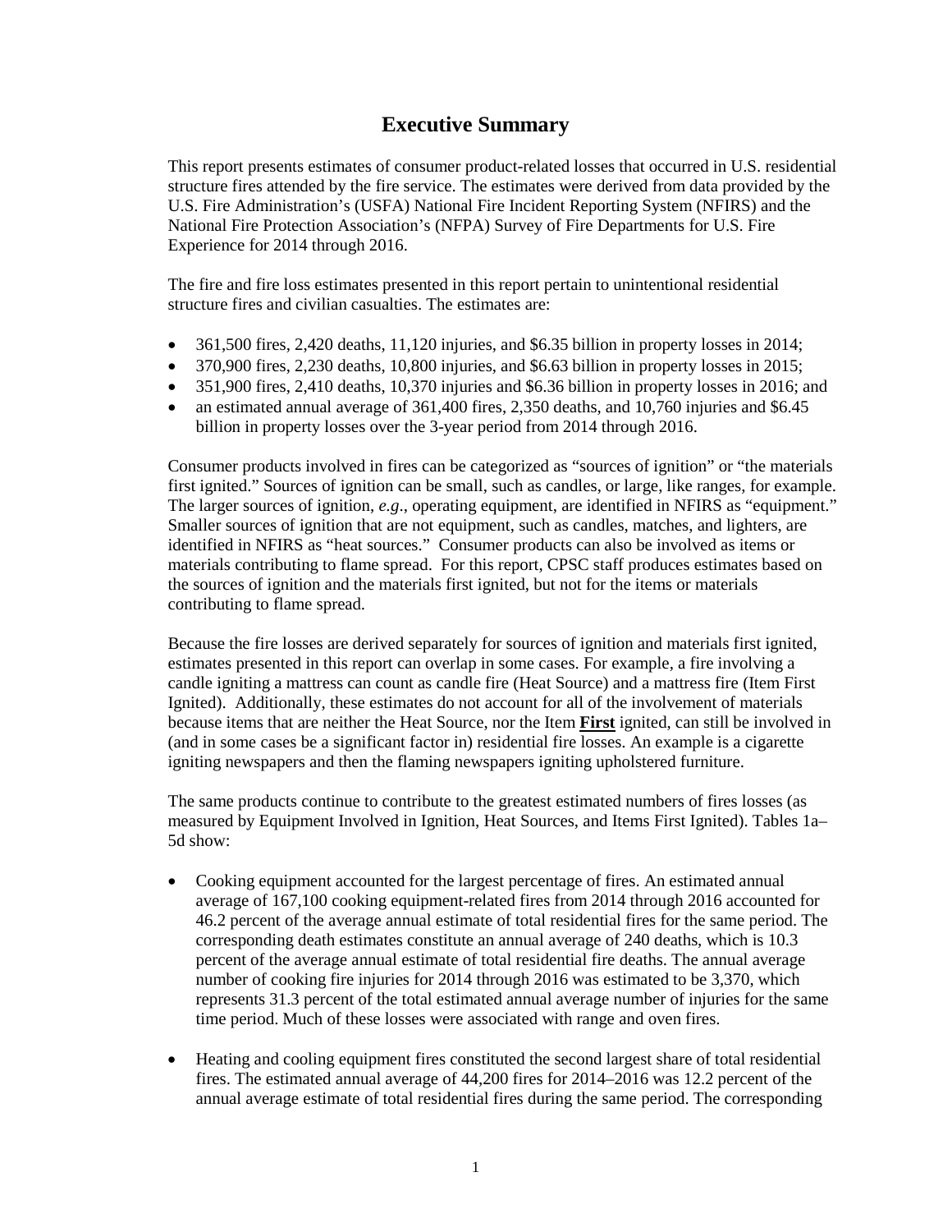# Executive Summary

This report presents estimates of consumer product-related losses that occurred in U.S. residential structure fires attended by the fire service. The estimates were derived from data provided by the U.S. Fire Administration's (USFA) National Fire Incident Reporting System (NFIRS) and the National Fire Protection Association's (NFPA) Survey of Fire Departments for U.S. Fire Experience for 2014 through 2016.

The fire and fire loss estimates presented in this report pertain to unintentional residential structure fires and civilian casualties. The estimates are:

- 361,500 fires, 2,420 deaths, 11,120 injuries, and $6.35 billion in property losses in 2014;
- 370,900 fires, 2,230 deaths, 10,800 injuries, and $6.63 billion in property losses in 2015;
- 351,900 fires, 2,410 deaths, 10,370 injuries and $6.36 billion in property losses in 2016; and
- an estimated annual average of 361,400 fires, 2,350 deaths, and 10,760 injuries and $6.45 billion in property losses over the 3-year period from 2014 through 2016.

Consumer products involved in fires can be categorized as "sources of ignition" or "the materials first ignited." Sources of ignition can be small, such as candles, or large, like ranges, for example. The larger sources of ignition, *e.g*., operating equipment, are identified in NFIRS as "equipment." Smaller sources of ignition that are not equipment, such as candles, matches, and lighters, are identified in NFIRS as "heat sources." Consumer products can also be involved as items or materials contributing to flame spread. For this report, CPSC staff produces estimates based on the sources of ignition and the materials first ignited, but not for the items or materials contributing to flame spread.

Because the fire losses are derived separately for sources of ignition and materials first ignited, estimates presented in this report can overlap in some cases. For example, a fire involving a candle igniting a mattress can count as candle fire (Heat Source) and a mattress fire (Item First Ignited). Additionally, these estimates do not account for all of the involvement of materials because items that are neither the Heat Source, nor the Item **First** ignited, can still be involved in (and in some cases be a significant factor in) residential fire losses. An example is a cigarette igniting newspapers and then the flaming newspapers igniting upholstered furniture.

The same products continue to contribute to the greatest estimated numbers of fires losses (as measured by Equipment Involved in Ignition, Heat Sources, and Items First Ignited). Tables 1a–5d show:

- Cooking equipment accounted for the largest percentage of fires. An estimated annual average of 167,100 cooking equipment-related fires from 2014 through 2016 accounted for 46.2 percent of the average annual estimate of total residential fires for the same period. The corresponding death estimates constitute an annual average of 240 deaths, which is 10.3 percent of the average annual estimate of total residential fire deaths. The annual average number of cooking fire injuries for 2014 through 2016 was estimated to be 3,370, which represents 31.3 percent of the total estimated annual average number of injuries for the same time period. Much of these losses were associated with range and oven fires.
- Heating and cooling equipment fires constituted the second largest share of total residential fires. The estimated annual average of 44,200 fires for 2014–2016 was 12.2 percent of the annual average estimate of total residential fires during the same period. The corresponding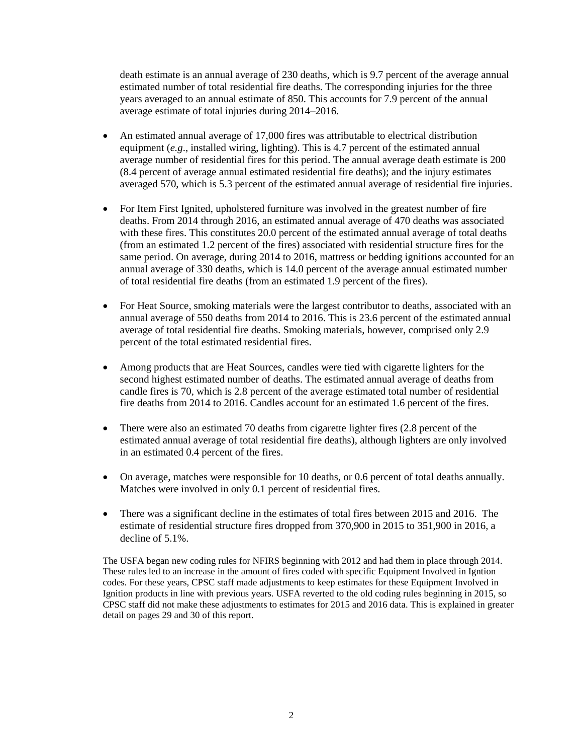death estimate is an annual average of 230 deaths, which is 9.7 percent of the average annual estimated number of total residential fire deaths. The corresponding injuries for the three years averaged to an annual estimate of 850. This accounts for 7.9 percent of the annual average estimate of total injuries during 2014–2016.

- An estimated annual average of 17,000 fires was attributable to electrical distribution equipment (*e.g*., installed wiring, lighting). This is 4.7 percent of the estimated annual average number of residential fires for this period. The annual average death estimate is 200 (8.4 percent of average annual estimated residential fire deaths); and the injury estimates averaged 570, which is 5.3 percent of the estimated annual average of residential fire injuries.

- For Item First Ignited, upholstered furniture was involved in the greatest number of fire deaths. From 2014 through 2016, an estimated annual average of 470 deaths was associated with these fires. This constitutes 20.0 percent of the estimated annual average of total deaths (from an estimated 1.2 percent of the fires) associated with residential structure fires for the same period. On average, during 2014 to 2016, mattress or bedding ignitions accounted for an annual average of 330 deaths, which is 14.0 percent of the average annual estimated number of total residential fire deaths (from an estimated 1.9 percent of the fires).

- For Heat Source, smoking materials were the largest contributor to deaths, associated with an annual average of 550 deaths from 2014 to 2016. This is 23.6 percent of the estimated annual average of total residential fire deaths. Smoking materials, however, comprised only 2.9 percent of the total estimated residential fires.

- Among products that are Heat Sources, candles were tied with cigarette lighters for the second highest estimated number of deaths. The estimated annual average of deaths from candle fires is 70, which is 2.8 percent of the average estimated total number of residential fire deaths from 2014 to 2016. Candles account for an estimated 1.6 percent of the fires.

- There were also an estimated 70 deaths from cigarette lighter fires (2.8 percent of the estimated annual average of total residential fire deaths), although lighters are only involved in an estimated 0.4 percent of the fires.

- On average, matches were responsible for 10 deaths, or 0.6 percent of total deaths annually. Matches were involved in only 0.1 percent of residential fires.

- There was a significant decline in the estimates of total fires between 2015 and 2016. The estimate of residential structure fires dropped from 370,900 in 2015 to 351,900 in 2016, a decline of 5.1%.

The USFA began new coding rules for NFIRS beginning with 2012 and had them in place through 2014. These rules led to an increase in the amount of fires coded with specific Equipment Involved in Igntion codes. For these years, CPSC staff made adjustments to keep estimates for these Equipment Involved in Ignition products in line with previous years. USFA reverted to the old coding rules beginning in 2015, so CPSC staff did not make these adjustments to estimates for 2015 and 2016 data. This is explained in greater detail on pages 29 and 30 of this report.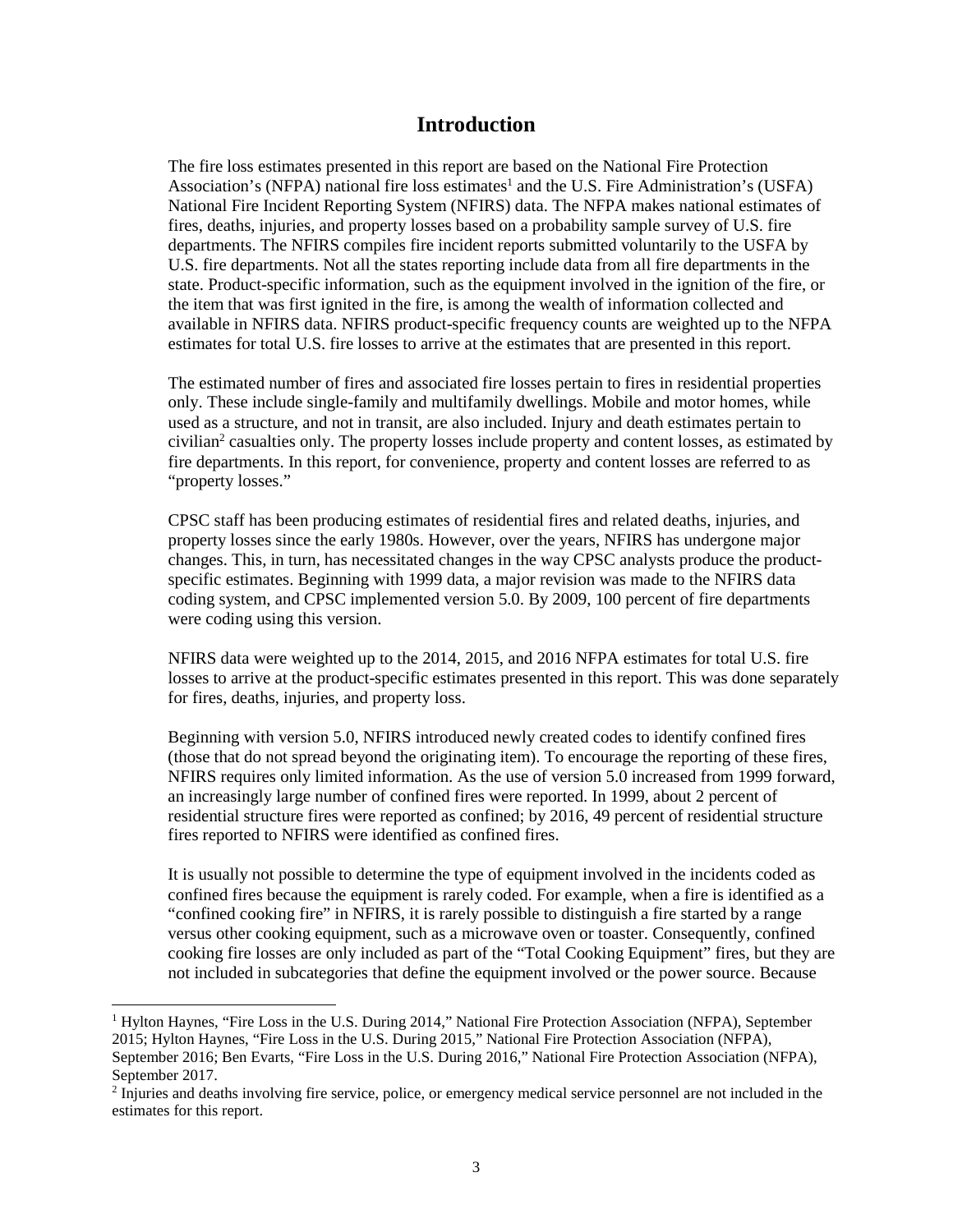# Introduction

The fire loss estimates presented in this report are based on the National Fire Protection Association's (NFPA) national fire loss estimates[1] and the U.S. Fire Administration's (USFA) National Fire Incident Reporting System (NFIRS) data. The NFPA makes national estimates of fires, deaths, injuries, and property losses based on a probability sample survey of U.S. fire departments. The NFIRS compiles fire incident reports submitted voluntarily to the USFA by U.S. fire departments. Not all the states reporting include data from all fire departments in the state. Product-specific information, such as the equipment involved in the ignition of the fire, or the item that was first ignited in the fire, is among the wealth of information collected and available in NFIRS data. NFIRS product-specific frequency counts are weighted up to the NFPA estimates for total U.S. fire losses to arrive at the estimates that are presented in this report.

The estimated number of fires and associated fire losses pertain to fires in residential properties only. These include single-family and multifamily dwellings. Mobile and motor homes, while used as a structure, and not in transit, are also included. Injury and death estimates pertain to civilian[2] casualties only. The property losses include property and content losses, as estimated by fire departments. In this report, for convenience, property and content losses are referred to as "property losses."

CPSC staff has been producing estimates of residential fires and related deaths, injuries, and property losses since the early 1980s. However, over the years, NFIRS has undergone major changes. This, in turn, has necessitated changes in the way CPSC analysts produce the product-specific estimates. Beginning with 1999 data, a major revision was made to the NFIRS data coding system, and CPSC implemented version 5.0. By 2009, 100 percent of fire departments were coding using this version.

NFIRS data were weighted up to the 2014, 2015, and 2016 NFPA estimates for total U.S. fire losses to arrive at the product-specific estimates presented in this report. This was done separately for fires, deaths, injuries, and property loss.

Beginning with version 5.0, NFIRS introduced newly created codes to identify confined fires (those that do not spread beyond the originating item). To encourage the reporting of these fires, NFIRS requires only limited information. As the use of version 5.0 increased from 1999 forward, an increasingly large number of confined fires were reported. In 1999, about 2 percent of residential structure fires were reported as confined; by 2016, 49 percent of residential structure fires reported to NFIRS were identified as confined fires.

It is usually not possible to determine the type of equipment involved in the incidents coded as confined fires because the equipment is rarely coded. For example, when a fire is identified as a "confined cooking fire" in NFIRS, it is rarely possible to distinguish a fire started by a range versus other cooking equipment, such as a microwave oven or toaster. Consequently, confined cooking fire losses are only included as part of the "Total Cooking Equipment" fires, but they are not included in subcategories that define the equipment involved or the power source. Because

---

[1] Hylton Haynes, "Fire Loss in the U.S. During 2014," National Fire Protection Association (NFPA), September 2015; Hylton Haynes, "Fire Loss in the U.S. During 2015," National Fire Protection Association (NFPA), September 2016; Ben Evarts, "Fire Loss in the U.S. During 2016," National Fire Protection Association (NFPA), September 2017.

[2] Injuries and deaths involving fire service, police, or emergency medical service personnel are not included in the estimates for this report.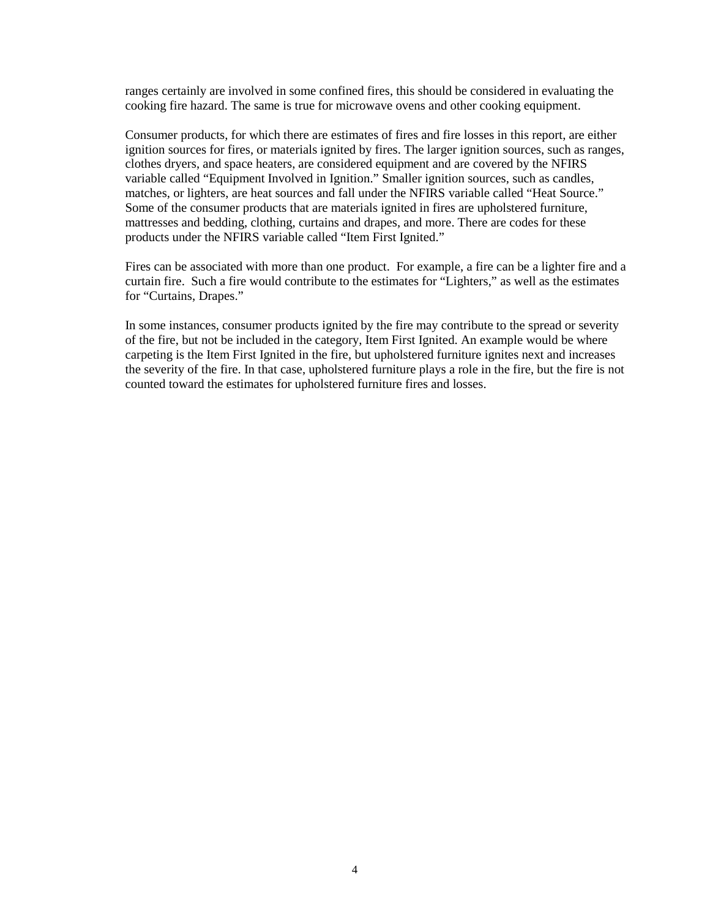ranges certainly are involved in some confined fires, this should be considered in evaluating the cooking fire hazard. The same is true for microwave ovens and other cooking equipment.

Consumer products, for which there are estimates of fires and fire losses in this report, are either ignition sources for fires, or materials ignited by fires. The larger ignition sources, such as ranges, clothes dryers, and space heaters, are considered equipment and are covered by the NFIRS variable called "Equipment Involved in Ignition." Smaller ignition sources, such as candles, matches, or lighters, are heat sources and fall under the NFIRS variable called "Heat Source." Some of the consumer products that are materials ignited in fires are upholstered furniture, mattresses and bedding, clothing, curtains and drapes, and more. There are codes for these products under the NFIRS variable called "Item First Ignited."

Fires can be associated with more than one product. For example, a fire can be a lighter fire and a curtain fire. Such a fire would contribute to the estimates for "Lighters," as well as the estimates for "Curtains, Drapes."

In some instances, consumer products ignited by the fire may contribute to the spread or severity of the fire, but not be included in the category, Item First Ignited. An example would be where carpeting is the Item First Ignited in the fire, but upholstered furniture ignites next and increases the severity of the fire. In that case, upholstered furniture plays a role in the fire, but the fire is not counted toward the estimates for upholstered furniture fires and losses.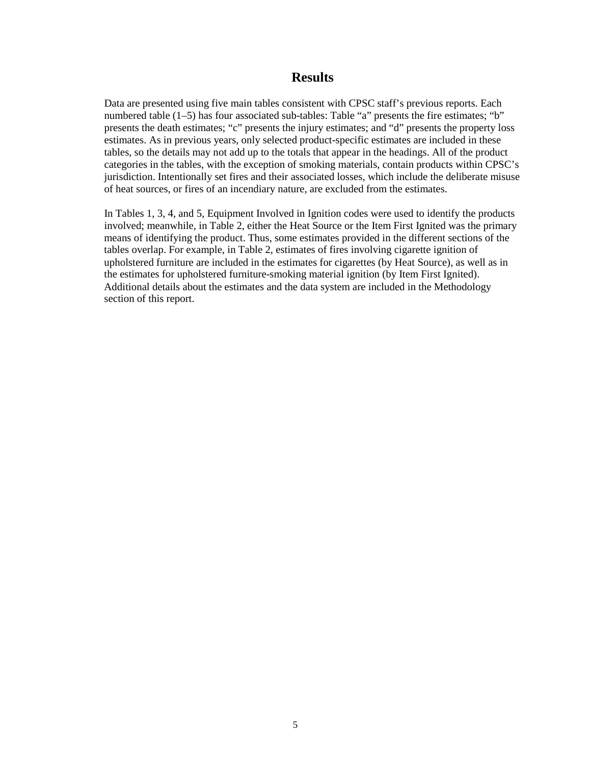# Results

Data are presented using five main tables consistent with CPSC staff's previous reports. Each numbered table (1–5) has four associated sub-tables: Table "a" presents the fire estimates; "b" presents the death estimates; "c" presents the injury estimates; and "d" presents the property loss estimates. As in previous years, only selected product-specific estimates are included in these tables, so the details may not add up to the totals that appear in the headings. All of the product categories in the tables, with the exception of smoking materials, contain products within CPSC's jurisdiction. Intentionally set fires and their associated losses, which include the deliberate misuse of heat sources, or fires of an incendiary nature, are excluded from the estimates.

In Tables 1, 3, 4, and 5, Equipment Involved in Ignition codes were used to identify the products involved; meanwhile, in Table 2, either the Heat Source or the Item First Ignited was the primary means of identifying the product. Thus, some estimates provided in the different sections of the tables overlap. For example, in Table 2, estimates of fires involving cigarette ignition of upholstered furniture are included in the estimates for cigarettes (by Heat Source), as well as in the estimates for upholstered furniture-smoking material ignition (by Item First Ignited). Additional details about the estimates and the data system are included in the Methodology section of this report.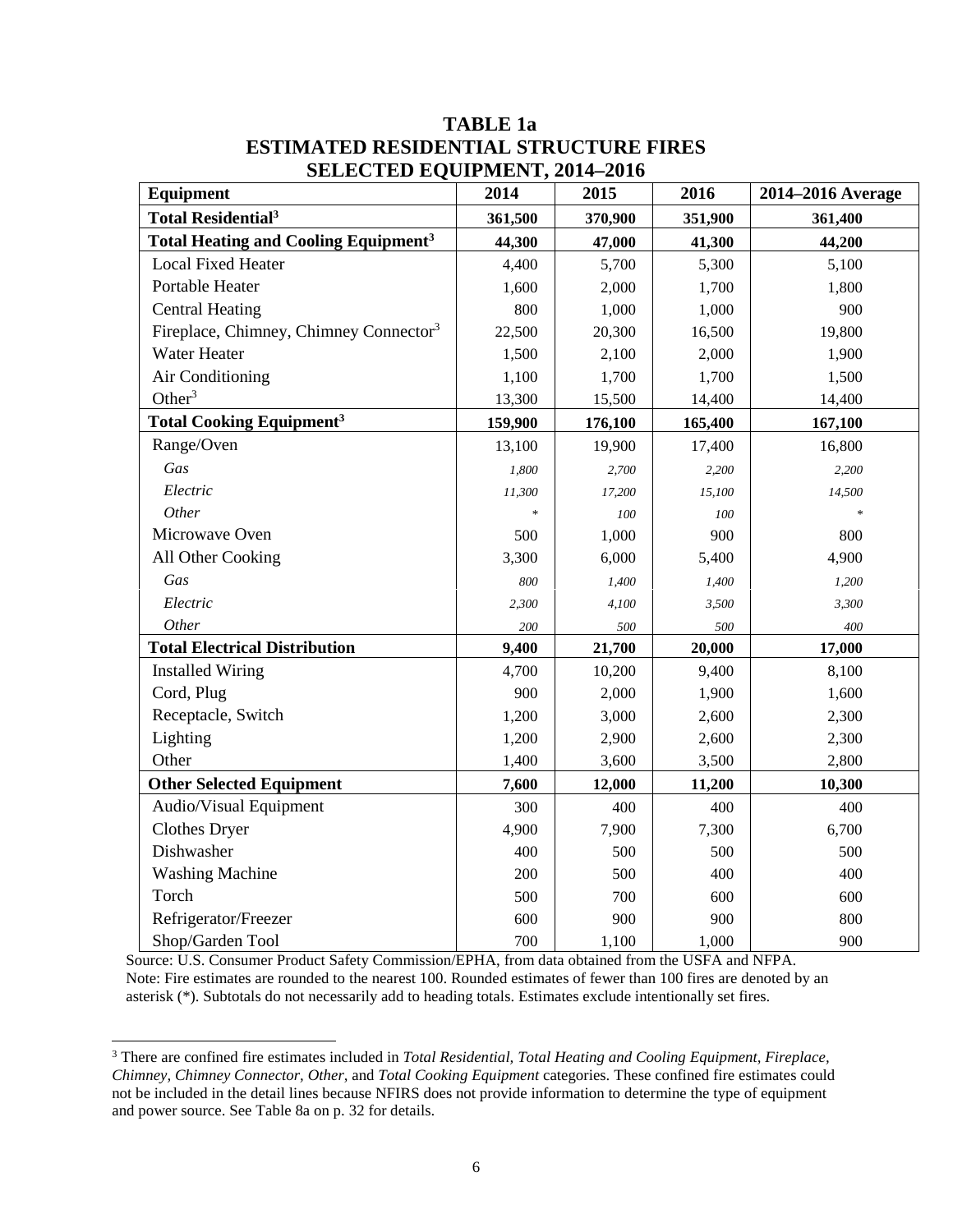# TABLE 1a
## ESTIMATED RESIDENTIAL STRUCTURE FIRES
## SELECTED EQUIPMENT, 2014–2016

| Equipment | 2014 | 2015 | 2016 | 2014–2016 Average |
|---|---|---|---|---|
| **Total Residential[3]** | **361,500** | **370,900** | **351,900** | **361,400** |
| **Total Heating and Cooling Equipment[3]** | **44,300** | **47,000** | **41,300** | **44,200** |
| Local Fixed Heater | 4,400 | 5,700 | 5,300 | 5,100 |
| Portable Heater | 1,600 | 2,000 | 1,700 | 1,800 |
| Central Heating | 800 | 1,000 | 1,000 | 900 |
| Fireplace, Chimney, Chimney Connector[3] | 22,500 | 20,300 | 16,500 | 19,800 |
| Water Heater | 1,500 | 2,100 | 2,000 | 1,900 |
| Air Conditioning | 1,100 | 1,700 | 1,700 | 1,500 |
| Other[3] | 13,300 | 15,500 | 14,400 | 14,400 |
| **Total Cooking Equipment[3]** | **159,900** | **176,100** | **165,400** | **167,100** |
| Range/Oven | 13,100 | 19,900 | 17,400 | 16,800 |
| *Gas* | *1,800* | *2,700* | *2,200* | *2,200* |
| *Electric* | *11,300* | *17,200* | *15,100* | *14,500* |
| *Other* | * | *100* | *100* | * |
| Microwave Oven | 500 | 1,000 | 900 | 800 |
| All Other Cooking | 3,300 | 6,000 | 5,400 | 4,900 |
| *Gas* | *800* | *1,400* | *1,400* | *1,200* |
| *Electric* | *2,300* | *4,100* | *3,500* | *3,300* |
| *Other* | *200* | *500* | *500* | *400* |
| **Total Electrical Distribution** | **9,400** | **21,700** | **20,000** | **17,000** |
| Installed Wiring | 4,700 | 10,200 | 9,400 | 8,100 |
| Cord, Plug | 900 | 2,000 | 1,900 | 1,600 |
| Receptacle, Switch | 1,200 | 3,000 | 2,600 | 2,300 |
| Lighting | 1,200 | 2,900 | 2,600 | 2,300 |
| Other | 1,400 | 3,600 | 3,500 | 2,800 |
| **Other Selected Equipment** | **7,600** | **12,000** | **11,200** | **10,300** |
| Audio/Visual Equipment | 300 | 400 | 400 | 400 |
| Clothes Dryer | 4,900 | 7,900 | 7,300 | 6,700 |
| Dishwasher | 400 | 500 | 500 | 500 |
| Washing Machine | 200 | 500 | 400 | 400 |
| Torch | 500 | 700 | 600 | 600 |
| Refrigerator/Freezer | 600 | 900 | 900 | 800 |
| Shop/Garden Tool | 700 | 1,100 | 1,000 | 900 |

Source: U.S. Consumer Product Safety Commission/EPHA, from data obtained from the USFA and NFPA.
Note: Fire estimates are rounded to the nearest 100. Rounded estimates of fewer than 100 fires are denoted by an asterisk (*). Subtotals do not necessarily add to heading totals. Estimates exclude intentionally set fires.

[3] There are confined fire estimates included in *Total Residential, Total Heating and Cooling Equipment, Fireplace, Chimney, Chimney Connector, Other*, and *Total Cooking Equipment* categories. These confined fire estimates could not be included in the detail lines because NFIRS does not provide information to determine the type of equipment and power source. See Table 8a on p. 32 for details.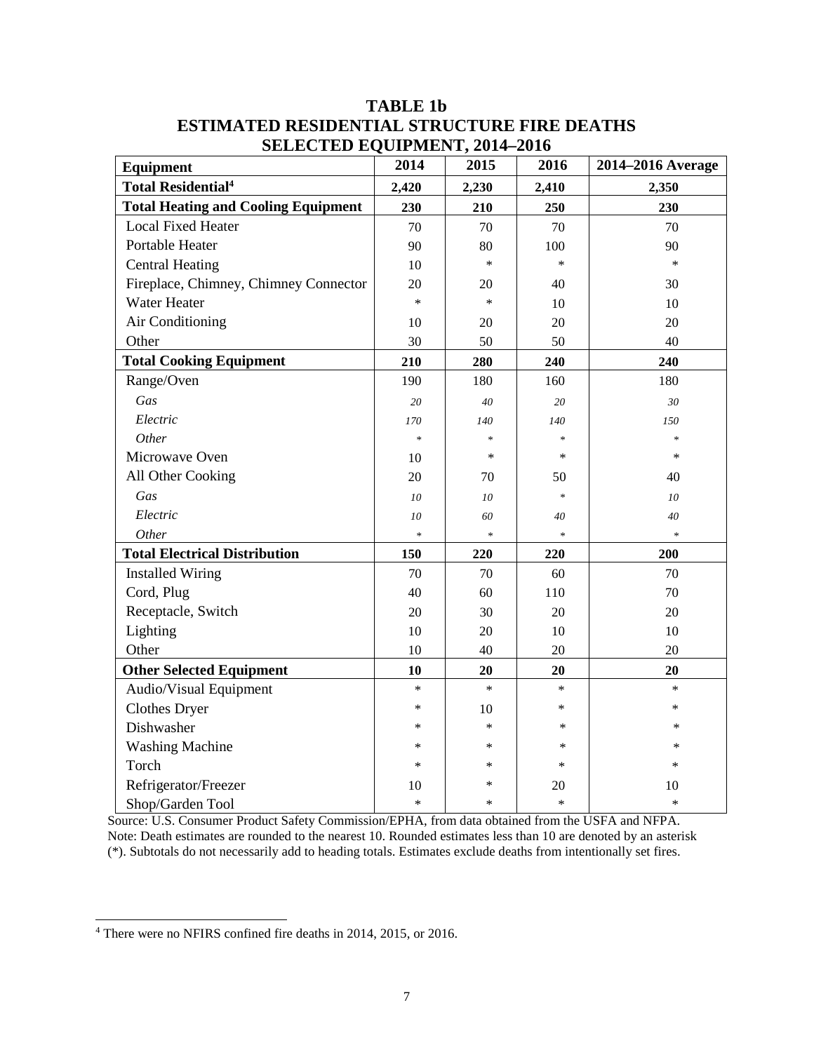# TABLE 1b
## ESTIMATED RESIDENTIAL STRUCTURE FIRE DEATHS
## SELECTED EQUIPMENT, 2014–2016

| Equipment | 2014 | 2015 | 2016 | 2014–2016 Average |
|---|---|---|---|---|
| **Total Residential[4]** | **2,420** | **2,230** | **2,410** | **2,350** |
| **Total Heating and Cooling Equipment** | **230** | **210** | **250** | **230** |
| Local Fixed Heater | 70 | 70 | 70 | 70 |
| Portable Heater | 90 | 80 | 100 | 90 |
| Central Heating | 10 | * | * | * |
| Fireplace, Chimney, Chimney Connector | 20 | 20 | 40 | 30 |
| Water Heater | * | * | 10 | 10 |
| Air Conditioning | 10 | 20 | 20 | 20 |
| Other | 30 | 50 | 50 | 40 |
| **Total Cooking Equipment** | **210** | **280** | **240** | **240** |
| Range/Oven | 190 | 180 | 160 | 180 |
| *Gas* | *20* | *40* | *20* | *30* |
| *Electric* | *170* | *140* | *140* | *150* |
| *Other* | * | * | * | * |
| Microwave Oven | 10 | * | * | * |
| All Other Cooking | 20 | 70 | 50 | 40 |
| *Gas* | *10* | *10* | * | *10* |
| *Electric* | *10* | *60* | *40* | *40* |
| *Other* | * | * | * | * |
| **Total Electrical Distribution** | **150** | **220** | **220** | **200** |
| Installed Wiring | 70 | 70 | 60 | 70 |
| Cord, Plug | 40 | 60 | 110 | 70 |
| Receptacle, Switch | 20 | 30 | 20 | 20 |
| Lighting | 10 | 20 | 10 | 10 |
| Other | 10 | 40 | 20 | 20 |
| **Other Selected Equipment** | **10** | **20** | **20** | **20** |
| Audio/Visual Equipment | * | * | * | * |
| Clothes Dryer | * | 10 | * | * |
| Dishwasher | * | * | * | * |
| Washing Machine | * | * | * | * |
| Torch | * | * | * | * |
| Refrigerator/Freezer | 10 | * | 20 | 10 |
| Shop/Garden Tool | * | * | * | * |

Source: U.S. Consumer Product Safety Commission/EPHA, from data obtained from the USFA and NFPA.
Note: Death estimates are rounded to the nearest 10. Rounded estimates less than 10 are denoted by an asterisk (*). Subtotals do not necessarily add to heading totals. Estimates exclude deaths from intentionally set fires.

[4] There were no NFIRS confined fire deaths in 2014, 2015, or 2016.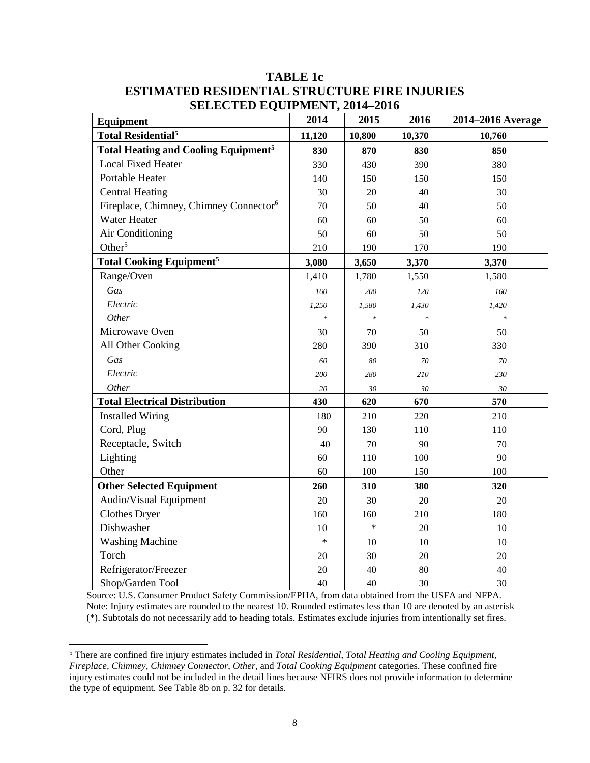# TABLE 1c
# ESTIMATED RESIDENTIAL STRUCTURE FIRE INJURIES
# SELECTED EQUIPMENT, 2014–2016

| Equipment | 2014 | 2015 | 2016 | 2014–2016 Average |
|---|---|---|---|---|
| **Total Residential[5]** | **11,120** | **10,800** | **10,370** | **10,760** |
| **Total Heating and Cooling Equipment[5]** | **830** | **870** | **830** | **850** |
| Local Fixed Heater | 330 | 430 | 390 | 380 |
| Portable Heater | 140 | 150 | 150 | 150 |
| Central Heating | 30 | 20 | 40 | 30 |
| Fireplace, Chimney, Chimney Connector[6] | 70 | 50 | 40 | 50 |
| Water Heater | 60 | 60 | 50 | 60 |
| Air Conditioning | 50 | 60 | 50 | 50 |
| Other[5] | 210 | 190 | 170 | 190 |
| **Total Cooking Equipment[5]** | **3,080** | **3,650** | **3,370** | **3,370** |
| Range/Oven | 1,410 | 1,780 | 1,550 | 1,580 |
| *Gas* | *160* | *200* | *120* | *160* |
| *Electric* | *1,250* | *1,580* | *1,430* | *1,420* |
| *Other* | * | * | * | * |
| Microwave Oven | 30 | 70 | 50 | 50 |
| All Other Cooking | 280 | 390 | 310 | 330 |
| *Gas* | *60* | *80* | *70* | *70* |
| *Electric* | *200* | *280* | *210* | *230* |
| *Other* | *20* | *30* | *30* | *30* |
| **Total Electrical Distribution** | **430** | **620** | **670** | **570** |
| Installed Wiring | 180 | 210 | 220 | 210 |
| Cord, Plug | 90 | 130 | 110 | 110 |
| Receptacle, Switch | 40 | 70 | 90 | 70 |
| Lighting | 60 | 110 | 100 | 90 |
| Other | 60 | 100 | 150 | 100 |
| **Other Selected Equipment** | **260** | **310** | **380** | **320** |
| Audio/Visual Equipment | 20 | 30 | 20 | 20 |
| Clothes Dryer | 160 | 160 | 210 | 180 |
| Dishwasher | 10 | * | 20 | 10 |
| Washing Machine | * | 10 | 10 | 10 |
| Torch | 20 | 30 | 20 | 20 |
| Refrigerator/Freezer | 20 | 40 | 80 | 40 |
| Shop/Garden Tool | 40 | 40 | 30 | 30 |

Source: U.S. Consumer Product Safety Commission/EPHA, from data obtained from the USFA and NFPA.
Note: Injury estimates are rounded to the nearest 10. Rounded estimates less than 10 are denoted by an asterisk (*). Subtotals do not necessarily add to heading totals. Estimates exclude injuries from intentionally set fires.

[5] There are confined fire injury estimates included in *Total Residential*, *Total Heating and Cooling Equipment*, *Fireplace, Chimney, Chimney Connector*, *Other*, and *Total Cooking Equipment* categories. These confined fire injury estimates could not be included in the detail lines because NFIRS does not provide information to determine the type of equipment. See Table 8b on p. 32 for details.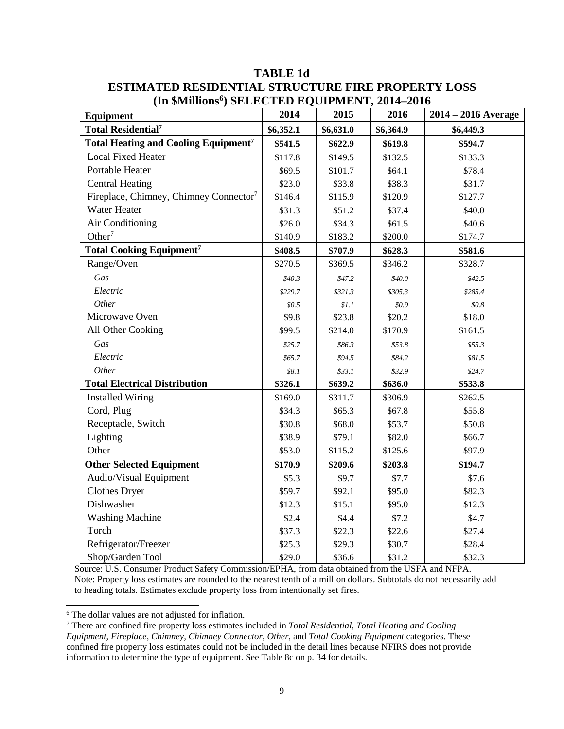# TABLE 1d
## ESTIMATED RESIDENTIAL STRUCTURE FIRE PROPERTY LOSS (In $Millions[6]) SELECTED EQUIPMENT, 2014–2016

| Equipment | 2014 | 2015 | 2016 | 2014 – 2016 Average |
|---|---|---|---|---|
| **Total Residential[7]** | **$6,352.1** | **$6,631.0** | **$6,364.9** | **$6,449.3** |
| **Total Heating and Cooling Equipment[7]** | **$541.5** | **$622.9** | **$619.8** | **$594.7** |
| Local Fixed Heater | $117.8 | $149.5 | $132.5 | $133.3 |
| Portable Heater | $69.5 | $101.7 | $64.1 | $78.4 |
| Central Heating | $23.0 | $33.8 | $38.3 | $31.7 |
| Fireplace, Chimney, Chimney Connector[7] | $146.4 | $115.9 | $120.9 | $127.7 |
| Water Heater | $31.3 | $51.2 | $37.4 | $40.0 |
| Air Conditioning | $26.0 | $34.3 | $61.5 | $40.6 |
| Other[7] | $140.9 | $183.2 | $200.0 | $174.7 |
| **Total Cooking Equipment[7]** | **$408.5** | **$707.9** | **$628.3** | **$581.6** |
| Range/Oven | $270.5 | $369.5 | $346.2 | $328.7 |
| *Gas* | *$40.3* | *$47.2* | *$40.0* | *$42.5* |
| *Electric* | *$229.7* | *$321.3* | *$305.3* | *$285.4* |
| *Other* | *$0.5* | *$1.1* | *$0.9* | *$0.8* |
| Microwave Oven | $9.8 | $23.8 | $20.2 | $18.0 |
| All Other Cooking | $99.5 | $214.0 | $170.9 | $161.5 |
| *Gas* | *$25.7* | *$86.3* | *$53.8* | *$55.3* |
| *Electric* | *$65.7* | *$94.5* | *$84.2* | *$81.5* |
| *Other* | *$8.1* | *$33.1* | *$32.9* | *$24.7* |
| **Total Electrical Distribution** | **$326.1** | **$639.2** | **$636.0** | **$533.8** |
| Installed Wiring | $169.0 | $311.7 | $306.9 | $262.5 |
| Cord, Plug | $34.3 | $65.3 | $67.8 | $55.8 |
| Receptacle, Switch | $30.8 | $68.0 | $53.7 | $50.8 |
| Lighting | $38.9 | $79.1 | $82.0 | $66.7 |
| Other | $53.0 | $115.2 | $125.6 | $97.9 |
| **Other Selected Equipment** | **$170.9** | **$209.6** | **$203.8** | **$194.7** |
| Audio/Visual Equipment | $5.3 | $9.7 | $7.7 | $7.6 |
| Clothes Dryer | $59.7 | $92.1 | $95.0 | $82.3 |
| Dishwasher | $12.3 | $15.1 | $95.0 | $12.3 |
| Washing Machine | $2.4 | $4.4 | $7.2 | $4.7 |
| Torch | $37.3 | $22.3 | $22.6 | $27.4 |
| Refrigerator/Freezer | $25.3 | $29.3 | $30.7 | $28.4 |
| Shop/Garden Tool | $29.0 | $36.6 | $31.2 | $32.3 |

Source: U.S. Consumer Product Safety Commission/EPHA, from data obtained from the USFA and NFPA.
Note: Property loss estimates are rounded to the nearest tenth of a million dollars. Subtotals do not necessarily add to heading totals. Estimates exclude property loss from intentionally set fires.

[6] The dollar values are not adjusted for inflation.

[7] There are confined fire property loss estimates included in *Total Residential, Total Heating and Cooling Equipment, Fireplace, Chimney, Chimney Connector, Other,* and *Total Cooking Equipment* categories. These confined fire property loss estimates could not be included in the detail lines because NFIRS does not provide information to determine the type of equipment. See Table 8c on p. 34 for details.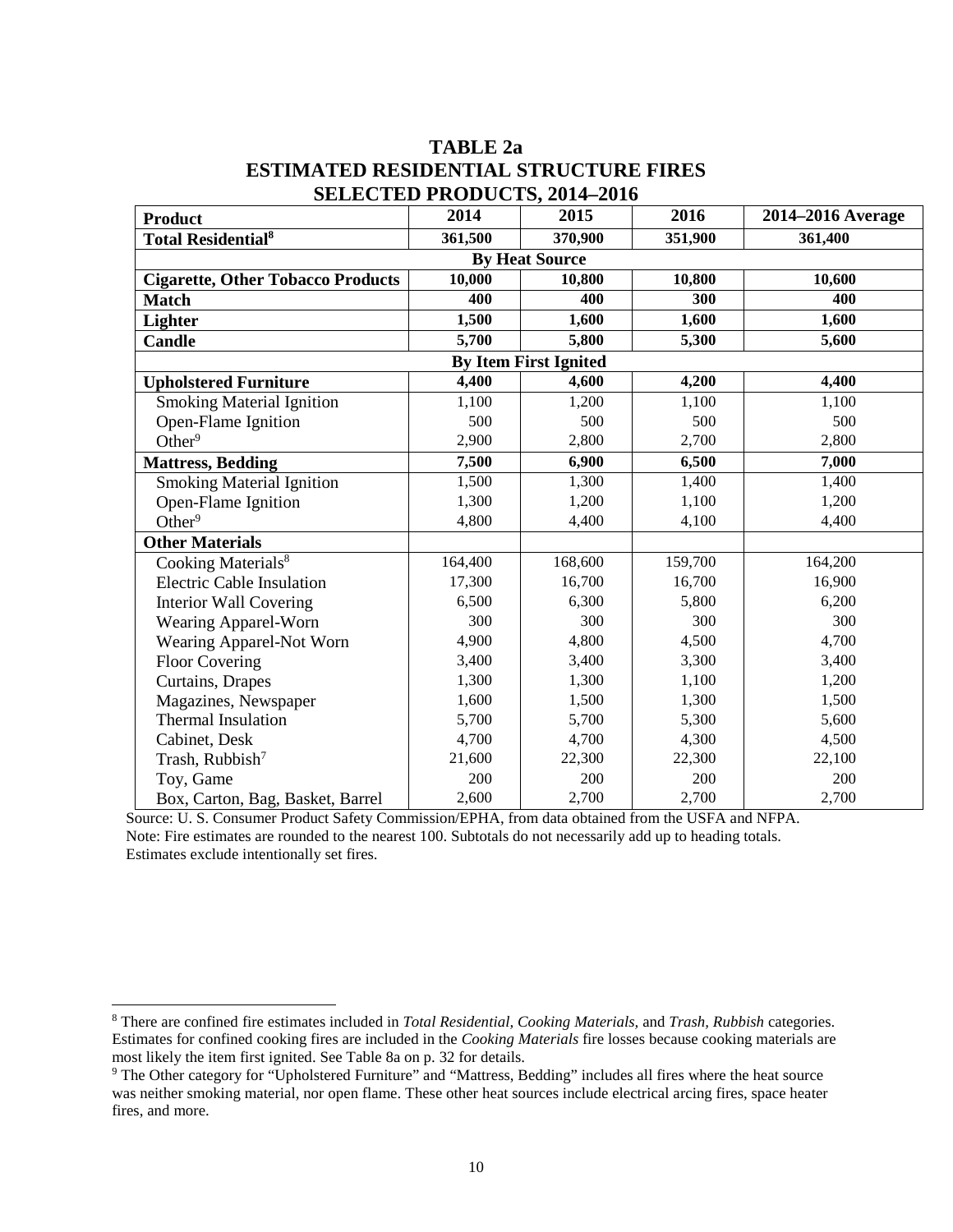# TABLE 2a
# ESTIMATED RESIDENTIAL STRUCTURE FIRES
# SELECTED PRODUCTS, 2014–2016

| Product | 2014 | 2015 | 2016 | 2014–2016 Average |
|---|---|---|---|---|
| **Total Residential**[8] | **361,500** | **370,900** | **351,900** | **361,400** |
| | | **By Heat Source** | | |
| **Cigarette, Other Tobacco Products** | **10,000** | **10,800** | **10,800** | **10,600** |
| **Match** | **400** | **400** | **300** | **400** |
| **Lighter** | **1,500** | **1,600** | **1,600** | **1,600** |
| **Candle** | **5,700** | **5,800** | **5,300** | **5,600** |
| | | **By Item First Ignited** | | |
| **Upholstered Furniture** | **4,400** | **4,600** | **4,200** | **4,400** |
| Smoking Material Ignition | 1,100 | 1,200 | 1,100 | 1,100 |
| Open-Flame Ignition | 500 | 500 | 500 | 500 |
| Other[9] | 2,900 | 2,800 | 2,700 | 2,800 |
| **Mattress, Bedding** | **7,500** | **6,900** | **6,500** | **7,000** |
| Smoking Material Ignition | 1,500 | 1,300 | 1,400 | 1,400 |
| Open-Flame Ignition | 1,300 | 1,200 | 1,100 | 1,200 |
| Other[9] | 4,800 | 4,400 | 4,100 | 4,400 |
| **Other Materials** | | | | |
| Cooking Materials[8] | 164,400 | 168,600 | 159,700 | 164,200 |
| Electric Cable Insulation | 17,300 | 16,700 | 16,700 | 16,900 |
| Interior Wall Covering | 6,500 | 6,300 | 5,800 | 6,200 |
| Wearing Apparel-Worn | 300 | 300 | 300 | 300 |
| Wearing Apparel-Not Worn | 4,900 | 4,800 | 4,500 | 4,700 |
| Floor Covering | 3,400 | 3,400 | 3,300 | 3,400 |
| Curtains, Drapes | 1,300 | 1,300 | 1,100 | 1,200 |
| Magazines, Newspaper | 1,600 | 1,500 | 1,300 | 1,500 |
| Thermal Insulation | 5,700 | 5,700 | 5,300 | 5,600 |
| Cabinet, Desk | 4,700 | 4,700 | 4,300 | 4,500 |
| Trash, Rubbish[7] | 21,600 | 22,300 | 22,300 | 22,100 |
| Toy, Game | 200 | 200 | 200 | 200 |
| Box, Carton, Bag, Basket, Barrel | 2,600 | 2,700 | 2,700 | 2,700 |

Source: U. S. Consumer Product Safety Commission/EPHA, from data obtained from the USFA and NFPA.
Note: Fire estimates are rounded to the nearest 100. Subtotals do not necessarily add up to heading totals.
Estimates exclude intentionally set fires.

[8] There are confined fire estimates included in *Total Residential, Cooking Materials,* and *Trash, Rubbish* categories. Estimates for confined cooking fires are included in the *Cooking Materials* fire losses because cooking materials are most likely the item first ignited. See Table 8a on p. 32 for details.

[9] The Other category for "Upholstered Furniture" and "Mattress, Bedding" includes all fires where the heat source was neither smoking material, nor open flame. These other heat sources include electrical arcing fires, space heater fires, and more.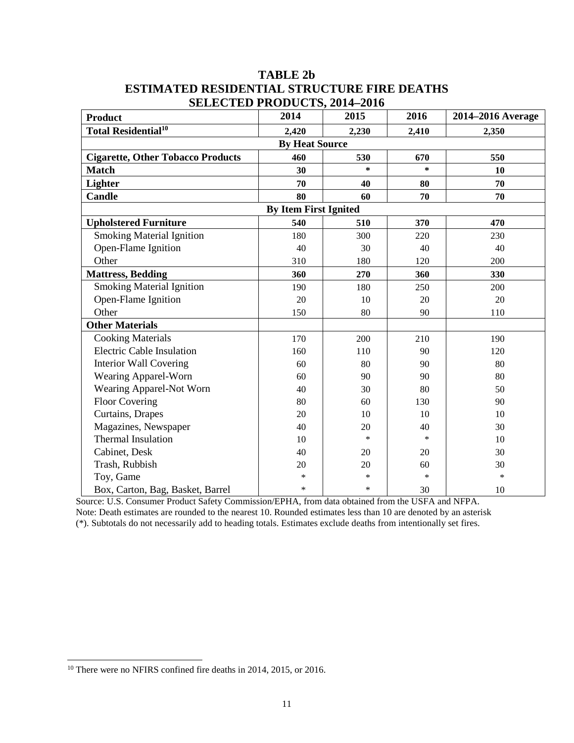# TABLE 2b
# ESTIMATED RESIDENTIAL STRUCTURE FIRE DEATHS
# SELECTED PRODUCTS, 2014–2016

| Product | 2014 | 2015 | 2016 | 2014–2016 Average |
|---|---|---|---|---|
| **Total Residential**[10] | **2,420** | **2,230** | **2,410** | **2,350** |
| **By Heat Source** | | | | |
| **Cigarette, Other Tobacco Products** | **460** | **530** | **670** | **550** |
| **Match** | **30** | **\*** | **\*** | **10** |
| **Lighter** | **70** | **40** | **80** | **70** |
| **Candle** | **80** | **60** | **70** | **70** |
| **By Item First Ignited** | | | | |
| **Upholstered Furniture** | **540** | **510** | **370** | **470** |
| Smoking Material Ignition | 180 | 300 | 220 | 230 |
| Open-Flame Ignition | 40 | 30 | 40 | 40 |
| Other | 310 | 180 | 120 | 200 |
| **Mattress, Bedding** | **360** | **270** | **360** | **330** |
| Smoking Material Ignition | 190 | 180 | 250 | 200 |
| Open-Flame Ignition | 20 | 10 | 20 | 20 |
| Other | 150 | 80 | 90 | 110 |
| **Other Materials** | | | | |
| Cooking Materials | 170 | 200 | 210 | 190 |
| Electric Cable Insulation | 160 | 110 | 90 | 120 |
| Interior Wall Covering | 60 | 80 | 90 | 80 |
| Wearing Apparel-Worn | 60 | 90 | 90 | 80 |
| Wearing Apparel-Not Worn | 40 | 30 | 80 | 50 |
| Floor Covering | 80 | 60 | 130 | 90 |
| Curtains, Drapes | 20 | 10 | 10 | 10 |
| Magazines, Newspaper | 40 | 20 | 40 | 30 |
| Thermal Insulation | 10 | * | * | 10 |
| Cabinet, Desk | 40 | 20 | 20 | 30 |
| Trash, Rubbish | 20 | 20 | 60 | 30 |
| Toy, Game | * | * | * | * |
| Box, Carton, Bag, Basket, Barrel | * | * | 30 | 10 |

Source: U.S. Consumer Product Safety Commission/EPHA, from data obtained from the USFA and NFPA.
Note: Death estimates are rounded to the nearest 10. Rounded estimates less than 10 are denoted by an asterisk (*). Subtotals do not necessarily add to heading totals. Estimates exclude deaths from intentionally set fires.

[10] There were no NFIRS confined fire deaths in 2014, 2015, or 2016.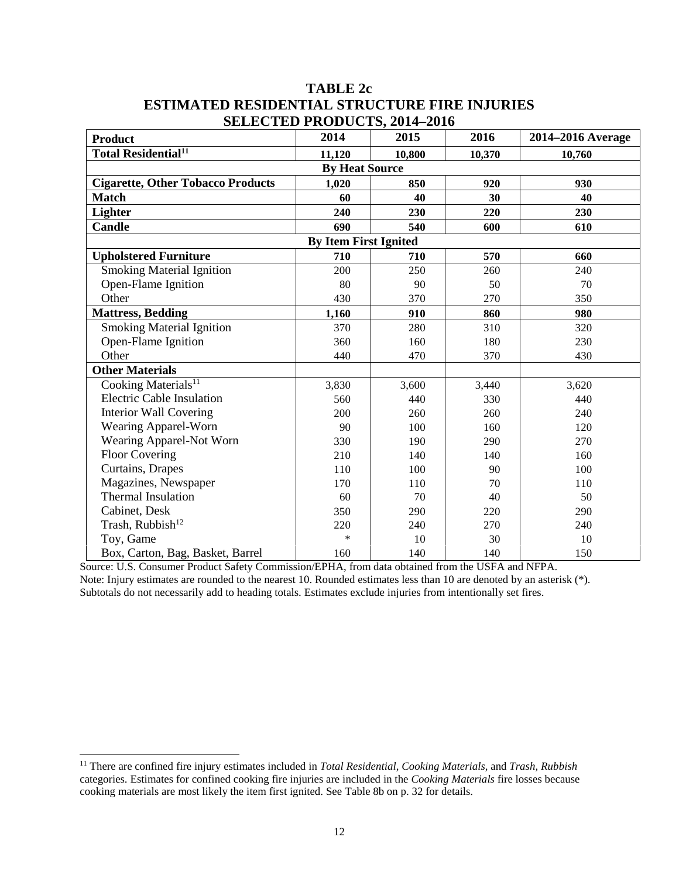# TABLE 2c
# ESTIMATED RESIDENTIAL STRUCTURE FIRE INJURIES
# SELECTED PRODUCTS, 2014–2016

| Product | 2014 | 2015 | 2016 | 2014–2016 Average |
|---|---|---|---|---|
| **Total Residential**[11] | **11,120** | **10,800** | **10,370** | **10,760** |
| **By Heat Source** | | | | |
| **Cigarette, Other Tobacco Products** | **1,020** | **850** | **920** | **930** |
| **Match** | **60** | **40** | **30** | **40** |
| **Lighter** | **240** | **230** | **220** | **230** |
| **Candle** | **690** | **540** | **600** | **610** |
| **By Item First Ignited** | | | | |
| **Upholstered Furniture** | **710** | **710** | **570** | **660** |
| Smoking Material Ignition | 200 | 250 | 260 | 240 |
| Open-Flame Ignition | 80 | 90 | 50 | 70 |
| Other | 430 | 370 | 270 | 350 |
| **Mattress, Bedding** | **1,160** | **910** | **860** | **980** |
| Smoking Material Ignition | 370 | 280 | 310 | 320 |
| Open-Flame Ignition | 360 | 160 | 180 | 230 |
| Other | 440 | 470 | 370 | 430 |
| **Other Materials** | | | | |
| Cooking Materials[11] | 3,830 | 3,600 | 3,440 | 3,620 |
| Electric Cable Insulation | 560 | 440 | 330 | 440 |
| Interior Wall Covering | 200 | 260 | 260 | 240 |
| Wearing Apparel-Worn | 90 | 100 | 160 | 120 |
| Wearing Apparel-Not Worn | 330 | 190 | 290 | 270 |
| Floor Covering | 210 | 140 | 140 | 160 |
| Curtains, Drapes | 110 | 100 | 90 | 100 |
| Magazines, Newspaper | 170 | 110 | 70 | 110 |
| Thermal Insulation | 60 | 70 | 40 | 50 |
| Cabinet, Desk | 350 | 290 | 220 | 290 |
| Trash, Rubbish[12] | 220 | 240 | 270 | 240 |
| Toy, Game | * | 10 | 30 | 10 |
| Box, Carton, Bag, Basket, Barrel | 160 | 140 | 140 | 150 |

Source: U.S. Consumer Product Safety Commission/EPHA, from data obtained from the USFA and NFPA.
Note: Injury estimates are rounded to the nearest 10. Rounded estimates less than 10 are denoted by an asterisk (*). Subtotals do not necessarily add to heading totals. Estimates exclude injuries from intentionally set fires.

[11] There are confined fire injury estimates included in *Total Residential*, *Cooking Materials*, and *Trash, Rubbish* categories. Estimates for confined cooking fire injuries are included in the *Cooking Materials* fire losses because cooking materials are most likely the item first ignited. See Table 8b on p. 32 for details.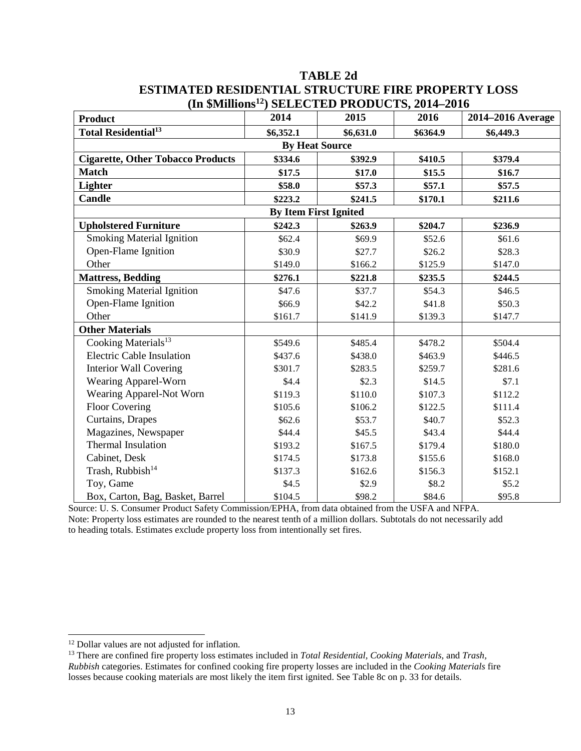## TABLE 2d
## ESTIMATED RESIDENTIAL STRUCTURE FIRE PROPERTY LOSS
## (In $Millions[12]) SELECTED PRODUCTS, 2014–2016

| Product | 2014 | 2015 | 2016 | 2014–2016 Average |
|---|---|---|---|---|
| **Total Residential[13]** | **$6,352.1** | **$6,631.0** | **$6364.9** | **$6,449.3** |
| **By Heat Source** | | | | |
| **Cigarette, Other Tobacco Products** | **$334.6** | **$392.9** | **$410.5** | **$379.4** |
| **Match** | **$17.5** | **$17.0** | **$15.5** | **$16.7** |
| **Lighter** | **$58.0** | **$57.3** | **$57.1** | **$57.5** |
| **Candle** | **$223.2** | **$241.5** | **$170.1** | **$211.6** |
| **By Item First Ignited** | | | | |
| **Upholstered Furniture** | **$242.3** | **$263.9** | **$204.7** | **$236.9** |
| Smoking Material Ignition | $62.4 | $69.9 | $52.6 | $61.6 |
| Open-Flame Ignition | $30.9 | $27.7 | $26.2 | $28.3 |
| Other | $149.0 | $166.2 | $125.9 | $147.0 |
| **Mattress, Bedding** | **$276.1** | **$221.8** | **$235.5** | **$244.5** |
| Smoking Material Ignition | $47.6 | $37.7 | $54.3 | $46.5 |
| Open-Flame Ignition | $66.9 | $42.2 | $41.8 | $50.3 |
| Other | $161.7 | $141.9 | $139.3 | $147.7 |
| **Other Materials** | | | | |
| Cooking Materials[13] | $549.6 | $485.4 | $478.2 | $504.4 |
| Electric Cable Insulation | $437.6 | $438.0 | $463.9 | $446.5 |
| Interior Wall Covering | $301.7 | $283.5 | $259.7 | $281.6 |
| Wearing Apparel-Worn | $4.4 | $2.3 | $14.5 | $7.1 |
| Wearing Apparel-Not Worn | $119.3 | $110.0 | $107.3 | $112.2 |
| Floor Covering | $105.6 | $106.2 | $122.5 | $111.4 |
| Curtains, Drapes | $62.6 | $53.7 | $40.7 | $52.3 |
| Magazines, Newspaper | $44.4 | $45.5 | $43.4 | $44.4 |
| Thermal Insulation | $193.2 | $167.5 | $179.4 | $180.0 |
| Cabinet, Desk | $174.5 | $173.8 | $155.6 | $168.0 |
| Trash, Rubbish[14] | $137.3 | $162.6 | $156.3 | $152.1 |
| Toy, Game | $4.5 | $2.9 | $8.2 | $5.2 |
| Box, Carton, Bag, Basket, Barrel | $104.5 | $98.2 | $84.6 | $95.8 |

Source: U. S. Consumer Product Safety Commission/EPHA, from data obtained from the USFA and NFPA.
Note: Property loss estimates are rounded to the nearest tenth of a million dollars. Subtotals do not necessarily add to heading totals. Estimates exclude property loss from intentionally set fires.

---

[12] Dollar values are not adjusted for inflation.

[13] There are confined fire property loss estimates included in *Total Residential*, *Cooking Materials*, and *Trash, Rubbish* categories. Estimates for confined cooking fire property losses are included in the *Cooking Materials* fire losses because cooking materials are most likely the item first ignited. See Table 8c on p. 33 for details.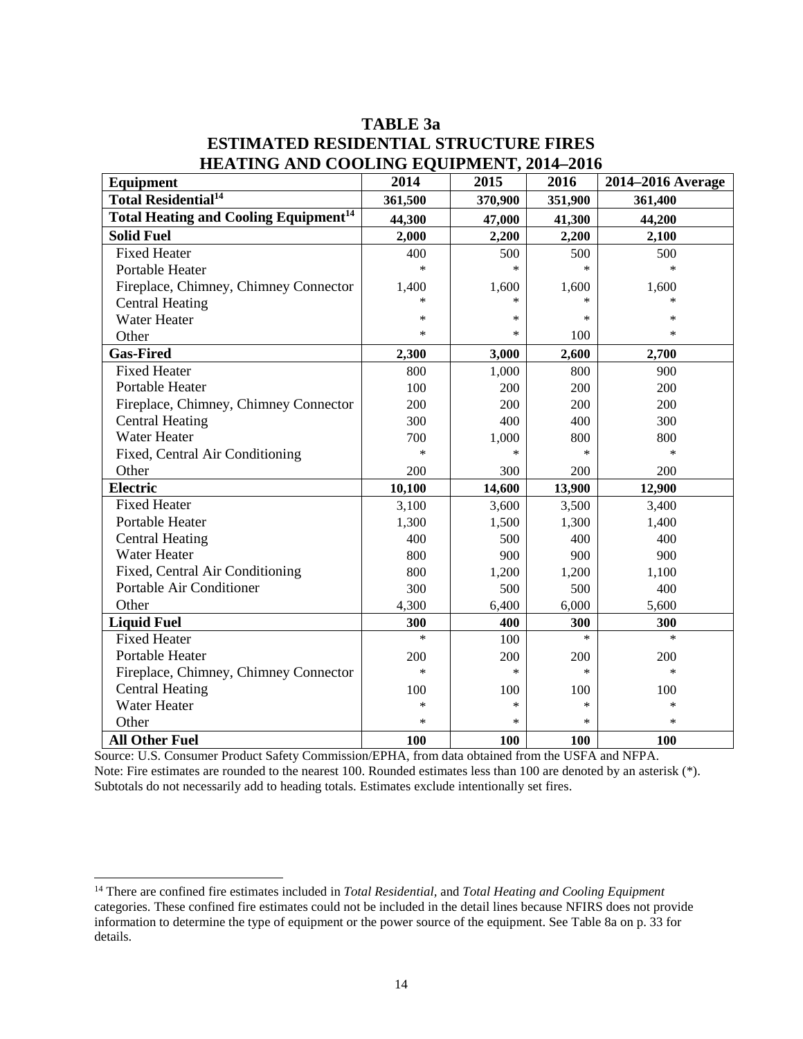# TABLE 3a
## ESTIMATED RESIDENTIAL STRUCTURE FIRES
## HEATING AND COOLING EQUIPMENT, 2014–2016

| Equipment | 2014 | 2015 | 2016 | 2014–2016 Average |
|---|---|---|---|---|
| **Total Residential[14]** | **361,500** | **370,900** | **351,900** | **361,400** |
| **Total Heating and Cooling Equipment[14]** | **44,300** | **47,000** | **41,300** | **44,200** |
| **Solid Fuel** | **2,000** | **2,200** | **2,200** | **2,100** |
| Fixed Heater | 400 | 500 | 500 | 500 |
| Portable Heater | * | * | * | * |
| Fireplace, Chimney, Chimney Connector | 1,400 | 1,600 | 1,600 | 1,600 |
| Central Heating | * | * | * | * |
| Water Heater | * | * | * | * |
| Other | * | * | 100 | * |
| **Gas-Fired** | **2,300** | **3,000** | **2,600** | **2,700** |
| Fixed Heater | 800 | 1,000 | 800 | 900 |
| Portable Heater | 100 | 200 | 200 | 200 |
| Fireplace, Chimney, Chimney Connector | 200 | 200 | 200 | 200 |
| Central Heating | 300 | 400 | 400 | 300 |
| Water Heater | 700 | 1,000 | 800 | 800 |
| Fixed, Central Air Conditioning | * | * | * | * |
| Other | 200 | 300 | 200 | 200 |
| **Electric** | **10,100** | **14,600** | **13,900** | **12,900** |
| Fixed Heater | 3,100 | 3,600 | 3,500 | 3,400 |
| Portable Heater | 1,300 | 1,500 | 1,300 | 1,400 |
| Central Heating | 400 | 500 | 400 | 400 |
| Water Heater | 800 | 900 | 900 | 900 |
| Fixed, Central Air Conditioning | 800 | 1,200 | 1,200 | 1,100 |
| Portable Air Conditioner | 300 | 500 | 500 | 400 |
| Other | 4,300 | 6,400 | 6,000 | 5,600 |
| **Liquid Fuel** | **300** | **400** | **300** | **300** |
| Fixed Heater | * | 100 | * | * |
| Portable Heater | 200 | 200 | 200 | 200 |
| Fireplace, Chimney, Chimney Connector | * | * | * | * |
| Central Heating | 100 | 100 | 100 | 100 |
| Water Heater | * | * | * | * |
| Other | * | * | * | * |
| **All Other Fuel** | **100** | **100** | **100** | **100** |

Source: U.S. Consumer Product Safety Commission/EPHA, from data obtained from the USFA and NFPA.
Note: Fire estimates are rounded to the nearest 100. Rounded estimates less than 100 are denoted by an asterisk (*). Subtotals do not necessarily add to heading totals. Estimates exclude intentionally set fires.

---

[14] There are confined fire estimates included in *Total Residential*, and *Total Heating and Cooling Equipment* categories. These confined fire estimates could not be included in the detail lines because NFIRS does not provide information to determine the type of equipment or the power source of the equipment. See Table 8a on p. 33 for details.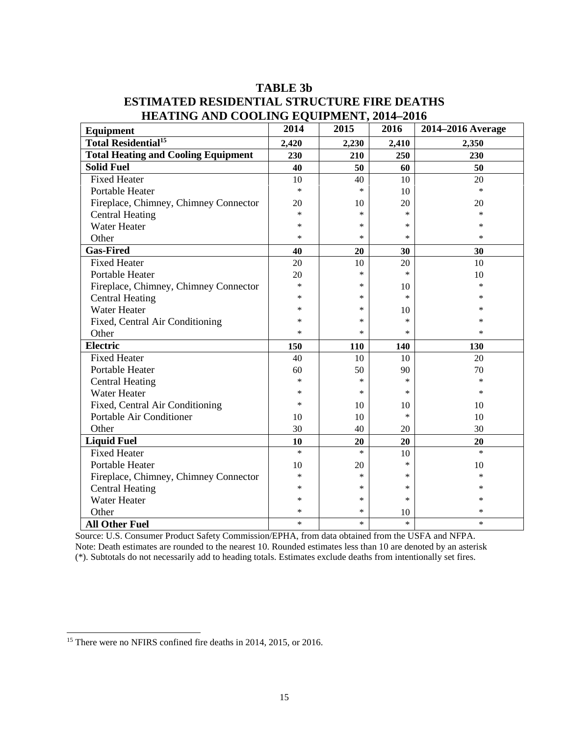# TABLE 3b
# ESTIMATED RESIDENTIAL STRUCTURE FIRE DEATHS
# HEATING AND COOLING EQUIPMENT, 2014–2016

| Equipment | 2014 | 2015 | 2016 | 2014–2016 Average |
|---|---|---|---|---|
| **Total Residential[15]** | **2,420** | **2,230** | **2,410** | **2,350** |
| **Total Heating and Cooling Equipment** | **230** | **210** | **250** | **230** |
| **Solid Fuel** | **40** | **50** | **60** | **50** |
| Fixed Heater | 10 | 40 | 10 | 20 |
| Portable Heater | * | * | 10 | * |
| Fireplace, Chimney, Chimney Connector | 20 | 10 | 20 | 20 |
| Central Heating | * | * | * | * |
| Water Heater | * | * | * | * |
| Other | * | * | * | * |
| **Gas-Fired** | **40** | **20** | **30** | **30** |
| Fixed Heater | 20 | 10 | 20 | 10 |
| Portable Heater | 20 | * | * | 10 |
| Fireplace, Chimney, Chimney Connector | * | * | 10 | * |
| Central Heating | * | * | * | * |
| Water Heater | * | * | 10 | * |
| Fixed, Central Air Conditioning | * | * | * | * |
| Other | * | * | * | * |
| **Electric** | **150** | **110** | **140** | **130** |
| Fixed Heater | 40 | 10 | 10 | 20 |
| Portable Heater | 60 | 50 | 90 | 70 |
| Central Heating | * | * | * | * |
| Water Heater | * | * | * | * |
| Fixed, Central Air Conditioning | * | 10 | 10 | 10 |
| Portable Air Conditioner | 10 | 10 | * | 10 |
| Other | 30 | 40 | 20 | 30 |
| **Liquid Fuel** | **10** | **20** | **20** | **20** |
| Fixed Heater | * | * | 10 | * |
| Portable Heater | 10 | 20 | * | 10 |
| Fireplace, Chimney, Chimney Connector | * | * | * | * |
| Central Heating | * | * | * | * |
| Water Heater | * | * | * | * |
| Other | * | * | 10 | * |
| **All Other Fuel** | * | * | * | * |

Source: U.S. Consumer Product Safety Commission/EPHA, from data obtained from the USFA and NFPA.
Note: Death estimates are rounded to the nearest 10. Rounded estimates less than 10 are denoted by an asterisk (*). Subtotals do not necessarily add to heading totals. Estimates exclude deaths from intentionally set fires.

[15] There were no NFIRS confined fire deaths in 2014, 2015, or 2016.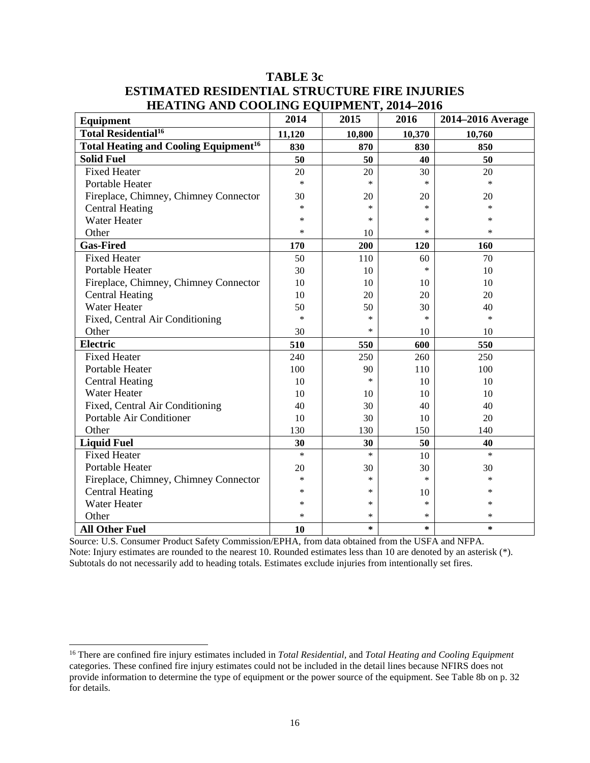# TABLE 3c
## ESTIMATED RESIDENTIAL STRUCTURE FIRE INJURIES
## HEATING AND COOLING EQUIPMENT, 2014–2016

| Equipment | 2014 | 2015 | 2016 | 2014–2016 Average |
|---|---|---|---|---|
| **Total Residential**[16] | **11,120** | **10,800** | **10,370** | **10,760** |
| **Total Heating and Cooling Equipment**[16] | **830** | **870** | **830** | **850** |
| **Solid Fuel** | **50** | **50** | **40** | **50** |
| Fixed Heater | 20 | 20 | 30 | 20 |
| Portable Heater | * | * | * | * |
| Fireplace, Chimney, Chimney Connector | 30 | 20 | 20 | 20 |
| Central Heating | * | * | * | * |
| Water Heater | * | * | * | * |
| Other | * | 10 | * | * |
| **Gas-Fired** | **170** | **200** | **120** | **160** |
| Fixed Heater | 50 | 110 | 60 | 70 |
| Portable Heater | 30 | 10 | * | 10 |
| Fireplace, Chimney, Chimney Connector | 10 | 10 | 10 | 10 |
| Central Heating | 10 | 20 | 20 | 20 |
| Water Heater | 50 | 50 | 30 | 40 |
| Fixed, Central Air Conditioning | * | * | * | * |
| Other | 30 | * | 10 | 10 |
| **Electric** | **510** | **550** | **600** | **550** |
| Fixed Heater | 240 | 250 | 260 | 250 |
| Portable Heater | 100 | 90 | 110 | 100 |
| Central Heating | 10 | * | 10 | 10 |
| Water Heater | 10 | 10 | 10 | 10 |
| Fixed, Central Air Conditioning | 40 | 30 | 40 | 40 |
| Portable Air Conditioner | 10 | 30 | 10 | 20 |
| Other | 130 | 130 | 150 | 140 |
| **Liquid Fuel** | **30** | **30** | **50** | **40** |
| Fixed Heater | * | * | 10 | * |
| Portable Heater | 20 | 30 | 30 | 30 |
| Fireplace, Chimney, Chimney Connector | * | * | * | * |
| Central Heating | * | * | 10 | * |
| Water Heater | * | * | * | * |
| Other | * | * | * | * |
| **All Other Fuel** | **10** | ***** | ***** | ***** |

Source: U.S. Consumer Product Safety Commission/EPHA, from data obtained from the USFA and NFPA.
Note: Injury estimates are rounded to the nearest 10. Rounded estimates less than 10 are denoted by an asterisk (*). Subtotals do not necessarily add to heading totals. Estimates exclude injuries from intentionally set fires.

---

[16] There are confined fire injury estimates included in *Total Residential,* and *Total Heating and Cooling Equipment* categories. These confined fire injury estimates could not be included in the detail lines because NFIRS does not provide information to determine the type of equipment or the power source of the equipment. See Table 8b on p. 32 for details.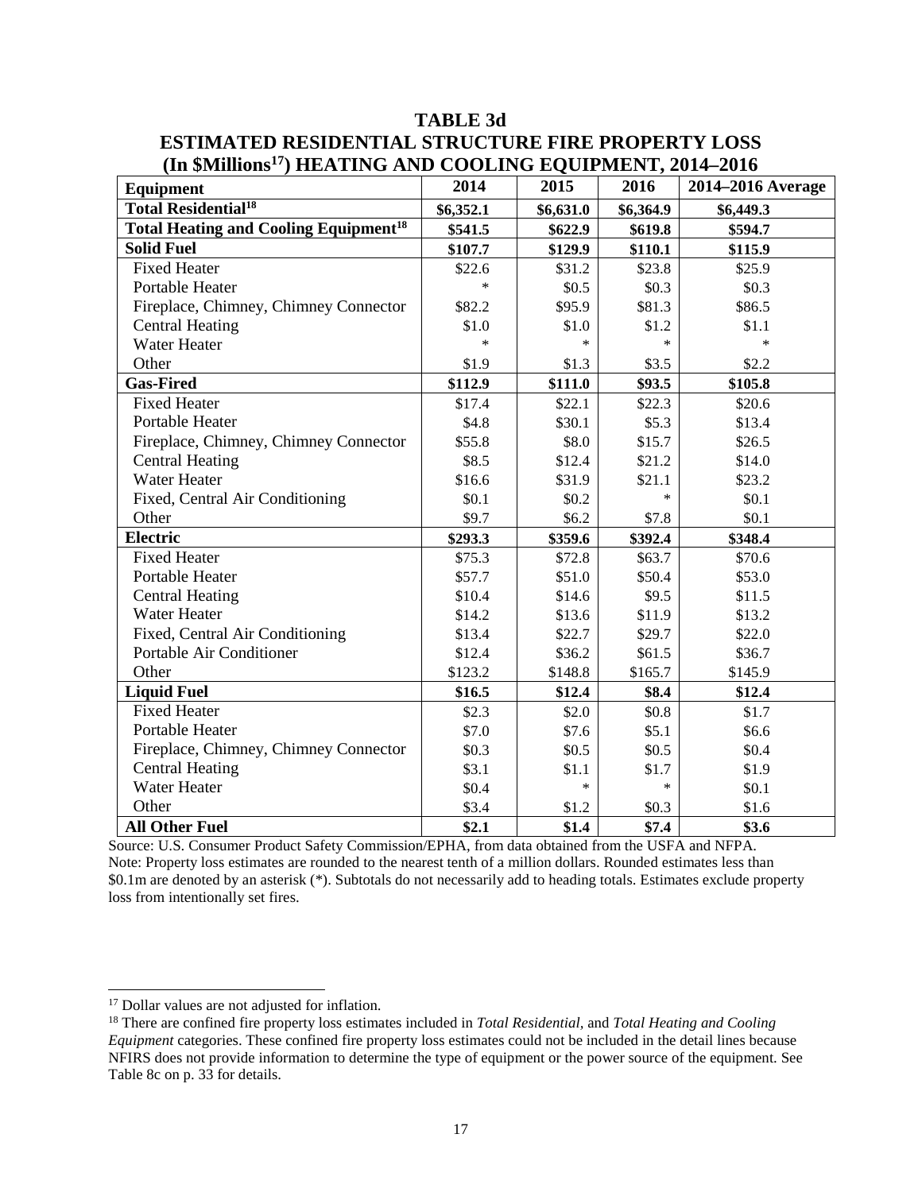## TABLE 3d
## ESTIMATED RESIDENTIAL STRUCTURE FIRE PROPERTY LOSS (In $Millions[17]) HEATING AND COOLING EQUIPMENT, 2014–2016

| Equipment | 2014 | 2015 | 2016 | 2014–2016 Average |
|---|---|---|---|---|
| **Total Residential[18]** | **$6,352.1** | **$6,631.0** | **$6,364.9** | **$6,449.3** |
| **Total Heating and Cooling Equipment[18]** | **$541.5** | **$622.9** | **$619.8** | **$594.7** |
| **Solid Fuel** | **$107.7** | **$129.9** | **$110.1** | **$115.9** |
| Fixed Heater | $22.6 | $31.2 | $23.8 | $25.9 |
| Portable Heater | * | $0.5 | $0.3 | $0.3 |
| Fireplace, Chimney, Chimney Connector | $82.2 | $95.9 | $81.3 | $86.5 |
| Central Heating | $1.0 | $1.0 | $1.2 | $1.1 |
| Water Heater | * | * | * | * |
| Other | $1.9 | $1.3 | $3.5 | $2.2 |
| **Gas-Fired** | **$112.9** | **$111.0** | **$93.5** | **$105.8** |
| Fixed Heater | $17.4 | $22.1 | $22.3 | $20.6 |
| Portable Heater | $4.8 | $30.1 | $5.3 | $13.4 |
| Fireplace, Chimney, Chimney Connector | $55.8 | $8.0 | $15.7 | $26.5 |
| Central Heating | $8.5 | $12.4 | $21.2 | $14.0 |
| Water Heater | $16.6 | $31.9 | $21.1 | $23.2 |
| Fixed, Central Air Conditioning | $0.1 | $0.2 | * | $0.1 |
| Other | $9.7 | $6.2 | $7.8 | $0.1 |
| **Electric** | **$293.3** | **$359.6** | **$392.4** | **$348.4** |
| Fixed Heater | $75.3 | $72.8 | $63.7 | $70.6 |
| Portable Heater | $57.7 | $51.0 | $50.4 | $53.0 |
| Central Heating | $10.4 | $14.6 | $9.5 | $11.5 |
| Water Heater | $14.2 | $13.6 | $11.9 | $13.2 |
| Fixed, Central Air Conditioning | $13.4 | $22.7 | $29.7 | $22.0 |
| Portable Air Conditioner | $12.4 | $36.2 | $61.5 | $36.7 |
| Other | $123.2 | $148.8 | $165.7 | $145.9 |
| **Liquid Fuel** | **$16.5** | **$12.4** | **$8.4** | **$12.4** |
| Fixed Heater | $2.3 | $2.0 | $0.8 | $1.7 |
| Portable Heater | $7.0 | $7.6 | $5.1 | $6.6 |
| Fireplace, Chimney, Chimney Connector | $0.3 | $0.5 | $0.5 | $0.4 |
| Central Heating | $3.1 | $1.1 | $1.7 | $1.9 |
| Water Heater | $0.4 | * | * | $0.1 |
| Other | $3.4 | $1.2 | $0.3 | $1.6 |
| **All Other Fuel** | **$2.1** | **$1.4** | **$7.4** | **$3.6** |

Source: U.S. Consumer Product Safety Commission/EPHA, from data obtained from the USFA and NFPA.
Note: Property loss estimates are rounded to the nearest tenth of a million dollars. Rounded estimates less than $0.1m are denoted by an asterisk (*). Subtotals do not necessarily add to heading totals. Estimates exclude property loss from intentionally set fires.

[17] Dollar values are not adjusted for inflation.

[18] There are confined fire property loss estimates included in *Total Residential,* and *Total Heating and Cooling Equipment* categories. These confined fire property loss estimates could not be included in the detail lines because NFIRS does not provide information to determine the type of equipment or the power source of the equipment. See Table 8c on p. 33 for details.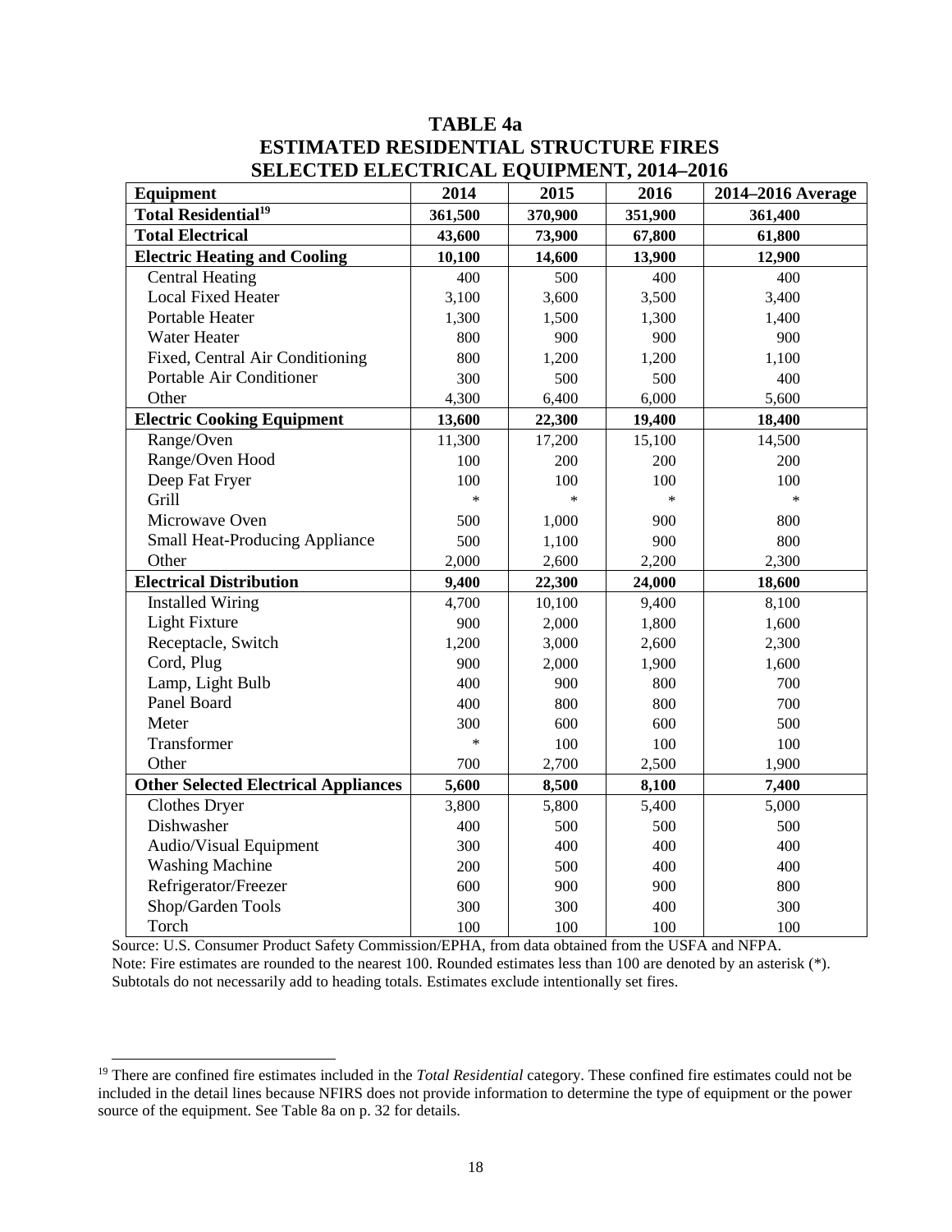# TABLE 4a
# ESTIMATED RESIDENTIAL STRUCTURE FIRES
# SELECTED ELECTRICAL EQUIPMENT, 2014–2016

| Equipment | 2014 | 2015 | 2016 | 2014–2016 Average |
|---|---|---|---|---|
| **Total Residential**[19] | **361,500** | **370,900** | **351,900** | **361,400** |
| **Total Electrical** | **43,600** | **73,900** | **67,800** | **61,800** |
| **Electric Heating and Cooling** | **10,100** | **14,600** | **13,900** | **12,900** |
| Central Heating | 400 | 500 | 400 | 400 |
| Local Fixed Heater | 3,100 | 3,600 | 3,500 | 3,400 |
| Portable Heater | 1,300 | 1,500 | 1,300 | 1,400 |
| Water Heater | 800 | 900 | 900 | 900 |
| Fixed, Central Air Conditioning | 800 | 1,200 | 1,200 | 1,100 |
| Portable Air Conditioner | 300 | 500 | 500 | 400 |
| Other | 4,300 | 6,400 | 6,000 | 5,600 |
| **Electric Cooking Equipment** | **13,600** | **22,300** | **19,400** | **18,400** |
| Range/Oven | 11,300 | 17,200 | 15,100 | 14,500 |
| Range/Oven Hood | 100 | 200 | 200 | 200 |
| Deep Fat Fryer | 100 | 100 | 100 | 100 |
| Grill | * | * | * | * |
| Microwave Oven | 500 | 1,000 | 900 | 800 |
| Small Heat-Producing Appliance | 500 | 1,100 | 900 | 800 |
| Other | 2,000 | 2,600 | 2,200 | 2,300 |
| **Electrical Distribution** | **9,400** | **22,300** | **24,000** | **18,600** |
| Installed Wiring | 4,700 | 10,100 | 9,400 | 8,100 |
| Light Fixture | 900 | 2,000 | 1,800 | 1,600 |
| Receptacle, Switch | 1,200 | 3,000 | 2,600 | 2,300 |
| Cord, Plug | 900 | 2,000 | 1,900 | 1,600 |
| Lamp, Light Bulb | 400 | 900 | 800 | 700 |
| Panel Board | 400 | 800 | 800 | 700 |
| Meter | 300 | 600 | 600 | 500 |
| Transformer | * | 100 | 100 | 100 |
| Other | 700 | 2,700 | 2,500 | 1,900 |
| **Other Selected Electrical Appliances** | **5,600** | **8,500** | **8,100** | **7,400** |
| Clothes Dryer | 3,800 | 5,800 | 5,400 | 5,000 |
| Dishwasher | 400 | 500 | 500 | 500 |
| Audio/Visual Equipment | 300 | 400 | 400 | 400 |
| Washing Machine | 200 | 500 | 400 | 400 |
| Refrigerator/Freezer | 600 | 900 | 900 | 800 |
| Shop/Garden Tools | 300 | 300 | 400 | 300 |
| Torch | 100 | 100 | 100 | 100 |

Source: U.S. Consumer Product Safety Commission/EPHA, from data obtained from the USFA and NFPA.
Note: Fire estimates are rounded to the nearest 100. Rounded estimates less than 100 are denoted by an asterisk (*). Subtotals do not necessarily add to heading totals. Estimates exclude intentionally set fires.

[19] There are confined fire estimates included in the *Total Residential* category. These confined fire estimates could not be included in the detail lines because NFIRS does not provide information to determine the type of equipment or the power source of the equipment. See Table 8a on p. 32 for details.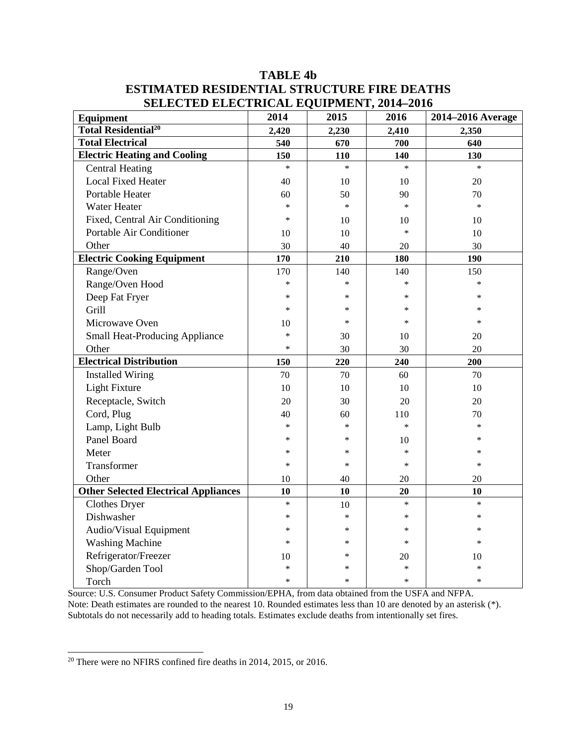# TABLE 4b
## ESTIMATED RESIDENTIAL STRUCTURE FIRE DEATHS
## SELECTED ELECTRICAL EQUIPMENT, 2014–2016

| Equipment | 2014 | 2015 | 2016 | 2014–2016 Average |
|---|---|---|---|---|
| **Total Residential[20]** | **2,420** | **2,230** | **2,410** | **2,350** |
| **Total Electrical** | **540** | **670** | **700** | **640** |
| **Electric Heating and Cooling** | **150** | **110** | **140** | **130** |
| Central Heating | * | * | * | * |
| Local Fixed Heater | 40 | 10 | 10 | 20 |
| Portable Heater | 60 | 50 | 90 | 70 |
| Water Heater | * | * | * | * |
| Fixed, Central Air Conditioning | * | 10 | 10 | 10 |
| Portable Air Conditioner | 10 | 10 | * | 10 |
| Other | 30 | 40 | 20 | 30 |
| **Electric Cooking Equipment** | **170** | **210** | **180** | **190** |
| Range/Oven | 170 | 140 | 140 | 150 |
| Range/Oven Hood | * | * | * | * |
| Deep Fat Fryer | * | * | * | * |
| Grill | * | * | * | * |
| Microwave Oven | 10 | * | * | * |
| Small Heat-Producing Appliance | * | 30 | 10 | 20 |
| Other | * | 30 | 30 | 20 |
| **Electrical Distribution** | **150** | **220** | **240** | **200** |
| Installed Wiring | 70 | 70 | 60 | 70 |
| Light Fixture | 10 | 10 | 10 | 10 |
| Receptacle, Switch | 20 | 30 | 20 | 20 |
| Cord, Plug | 40 | 60 | 110 | 70 |
| Lamp, Light Bulb | * | * | * | * |
| Panel Board | * | * | 10 | * |
| Meter | * | * | * | * |
| Transformer | * | * | * | * |
| Other | 10 | 40 | 20 | 20 |
| **Other Selected Electrical Appliances** | **10** | **10** | **20** | **10** |
| Clothes Dryer | * | 10 | * | * |
| Dishwasher | * | * | * | * |
| Audio/Visual Equipment | * | * | * | * |
| Washing Machine | * | * | * | * |
| Refrigerator/Freezer | 10 | * | 20 | 10 |
| Shop/Garden Tool | * | * | * | * |
| Torch | * | * | * | * |

Source: U.S. Consumer Product Safety Commission/EPHA, from data obtained from the USFA and NFPA.
Note: Death estimates are rounded to the nearest 10. Rounded estimates less than 10 are denoted by an asterisk (*). Subtotals do not necessarily add to heading totals. Estimates exclude deaths from intentionally set fires.

[20] There were no NFIRS confined fire deaths in 2014, 2015, or 2016.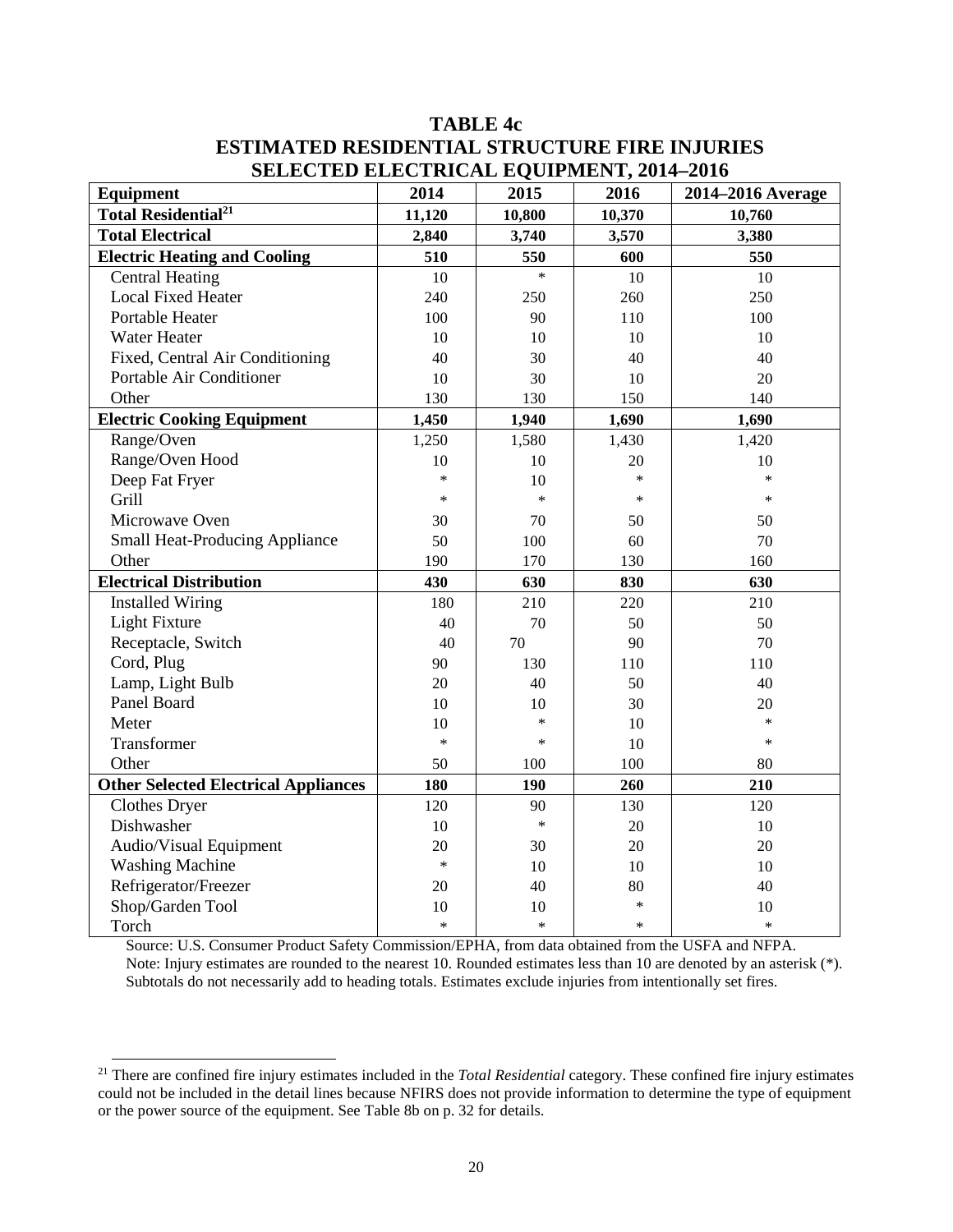# TABLE 4c
## ESTIMATED RESIDENTIAL STRUCTURE FIRE INJURIES
## SELECTED ELECTRICAL EQUIPMENT, 2014–2016

| Equipment | 2014 | 2015 | 2016 | 2014–2016 Average |
|---|---|---|---|---|
| **Total Residential[21]** | **11,120** | **10,800** | **10,370** | **10,760** |
| **Total Electrical** | **2,840** | **3,740** | **3,570** | **3,380** |
| **Electric Heating and Cooling** | **510** | **550** | **600** | **550** |
| Central Heating | 10 | * | 10 | 10 |
| Local Fixed Heater | 240 | 250 | 260 | 250 |
| Portable Heater | 100 | 90 | 110 | 100 |
| Water Heater | 10 | 10 | 10 | 10 |
| Fixed, Central Air Conditioning | 40 | 30 | 40 | 40 |
| Portable Air Conditioner | 10 | 30 | 10 | 20 |
| Other | 130 | 130 | 150 | 140 |
| **Electric Cooking Equipment** | **1,450** | **1,940** | **1,690** | **1,690** |
| Range/Oven | 1,250 | 1,580 | 1,430 | 1,420 |
| Range/Oven Hood | 10 | 10 | 20 | 10 |
| Deep Fat Fryer | * | 10 | * | * |
| Grill | * | * | * | * |
| Microwave Oven | 30 | 70 | 50 | 50 |
| Small Heat-Producing Appliance | 50 | 100 | 60 | 70 |
| Other | 190 | 170 | 130 | 160 |
| **Electrical Distribution** | **430** | **630** | **830** | **630** |
| Installed Wiring | 180 | 210 | 220 | 210 |
| Light Fixture | 40 | 70 | 50 | 50 |
| Receptacle, Switch | 40 | 70 | 90 | 70 |
| Cord, Plug | 90 | 130 | 110 | 110 |
| Lamp, Light Bulb | 20 | 40 | 50 | 40 |
| Panel Board | 10 | 10 | 30 | 20 |
| Meter | 10 | * | 10 | * |
| Transformer | * | * | 10 | * |
| Other | 50 | 100 | 100 | 80 |
| **Other Selected Electrical Appliances** | **180** | **190** | **260** | **210** |
| Clothes Dryer | 120 | 90 | 130 | 120 |
| Dishwasher | 10 | * | 20 | 10 |
| Audio/Visual Equipment | 20 | 30 | 20 | 20 |
| Washing Machine | * | 10 | 10 | 10 |
| Refrigerator/Freezer | 20 | 40 | 80 | 40 |
| Shop/Garden Tool | 10 | 10 | * | 10 |
| Torch | * | * | * | * |

Source: U.S. Consumer Product Safety Commission/EPHA, from data obtained from the USFA and NFPA.
Note: Injury estimates are rounded to the nearest 10. Rounded estimates less than 10 are denoted by an asterisk (*). Subtotals do not necessarily add to heading totals. Estimates exclude injuries from intentionally set fires.

[21] There are confined fire injury estimates included in the *Total Residential* category. These confined fire injury estimates could not be included in the detail lines because NFIRS does not provide information to determine the type of equipment or the power source of the equipment. See Table 8b on p. 32 for details.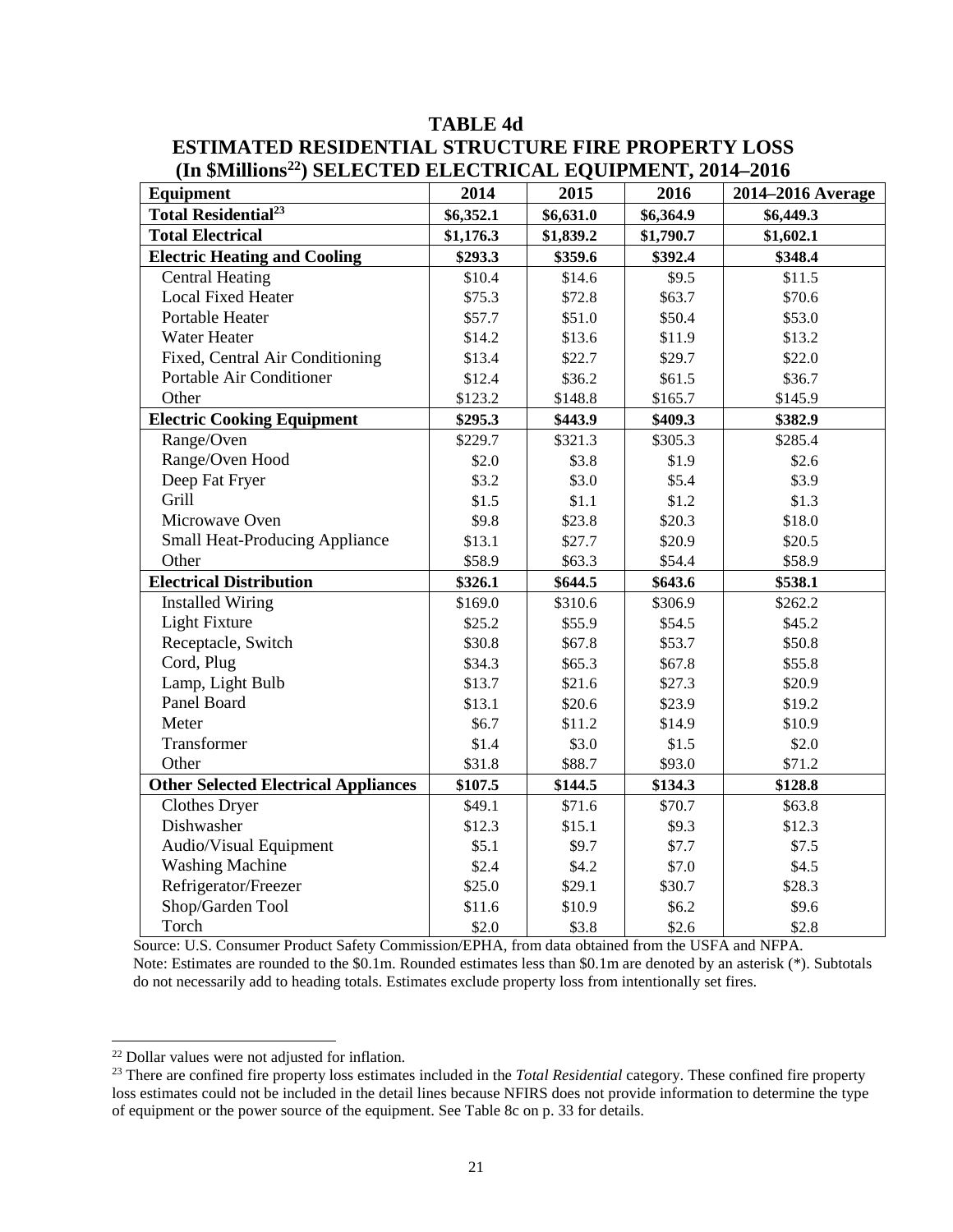# TABLE 4d

## ESTIMATED RESIDENTIAL STRUCTURE FIRE PROPERTY LOSS (In $Millions[22]) SELECTED ELECTRICAL EQUIPMENT, 2014–2016

| Equipment | 2014 | 2015 | 2016 | 2014–2016 Average |
|---|---|---|---|---|
| **Total Residential[23]** | **$6,352.1** | **$6,631.0** | **$6,364.9** | **$6,449.3** |
| **Total Electrical** | **$1,176.3** | **$1,839.2** | **$1,790.7** | **$1,602.1** |
| **Electric Heating and Cooling** | **$293.3** | **$359.6** | **$392.4** | **$348.4** |
| Central Heating | $10.4 | $14.6 | $9.5 | $11.5 |
| Local Fixed Heater | $75.3 | $72.8 | $63.7 | $70.6 |
| Portable Heater | $57.7 | $51.0 | $50.4 | $53.0 |
| Water Heater | $14.2 | $13.6 | $11.9 | $13.2 |
| Fixed, Central Air Conditioning | $13.4 | $22.7 | $29.7 | $22.0 |
| Portable Air Conditioner | $12.4 | $36.2 | $61.5 | $36.7 |
| Other | $123.2 | $148.8 | $165.7 | $145.9 |
| **Electric Cooking Equipment** | **$295.3** | **$443.9** | **$409.3** | **$382.9** |
| Range/Oven | $229.7 | $321.3 | $305.3 | $285.4 |
| Range/Oven Hood | $2.0 | $3.8 | $1.9 | $2.6 |
| Deep Fat Fryer | $3.2 | $3.0 | $5.4 | $3.9 |
| Grill | $1.5 | $1.1 | $1.2 | $1.3 |
| Microwave Oven | $9.8 | $23.8 | $20.3 | $18.0 |
| Small Heat-Producing Appliance | $13.1 | $27.7 | $20.9 | $20.5 |
| Other | $58.9 | $63.3 | $54.4 | $58.9 |
| **Electrical Distribution** | **$326.1** | **$644.5** | **$643.6** | **$538.1** |
| Installed Wiring | $169.0 | $310.6 | $306.9 | $262.2 |
| Light Fixture | $25.2 | $55.9 | $54.5 | $45.2 |
| Receptacle, Switch | $30.8 | $67.8 | $53.7 | $50.8 |
| Cord, Plug | $34.3 | $65.3 | $67.8 | $55.8 |
| Lamp, Light Bulb | $13.7 | $21.6 | $27.3 | $20.9 |
| Panel Board | $13.1 | $20.6 | $23.9 | $19.2 |
| Meter | $6.7 | $11.2 | $14.9 | $10.9 |
| Transformer | $1.4 | $3.0 | $1.5 | $2.0 |
| Other | $31.8 | $88.7 | $93.0 | $71.2 |
| **Other Selected Electrical Appliances** | **$107.5** | **$144.5** | **$134.3** | **$128.8** |
| Clothes Dryer | $49.1 | $71.6 | $70.7 | $63.8 |
| Dishwasher | $12.3 | $15.1 | $9.3 | $12.3 |
| Audio/Visual Equipment | $5.1 | $9.7 | $7.7 | $7.5 |
| Washing Machine | $2.4 | $4.2 | $7.0 | $4.5 |
| Refrigerator/Freezer | $25.0 | $29.1 | $30.7 | $28.3 |
| Shop/Garden Tool | $11.6 | $10.9 | $6.2 | $9.6 |
| Torch | $2.0 | $3.8 | $2.6 | $2.8 |

Source: U.S. Consumer Product Safety Commission/EPHA, from data obtained from the USFA and NFPA.

Note: Estimates are rounded to the $0.1m. Rounded estimates less than $0.1m are denoted by an asterisk (*). Subtotals do not necessarily add to heading totals. Estimates exclude property loss from intentionally set fires.

---

[22] Dollar values were not adjusted for inflation.

[23] There are confined fire property loss estimates included in the *Total Residential* category. These confined fire property loss estimates could not be included in the detail lines because NFIRS does not provide information to determine the type of equipment or the power source of the equipment. See Table 8c on p. 33 for details.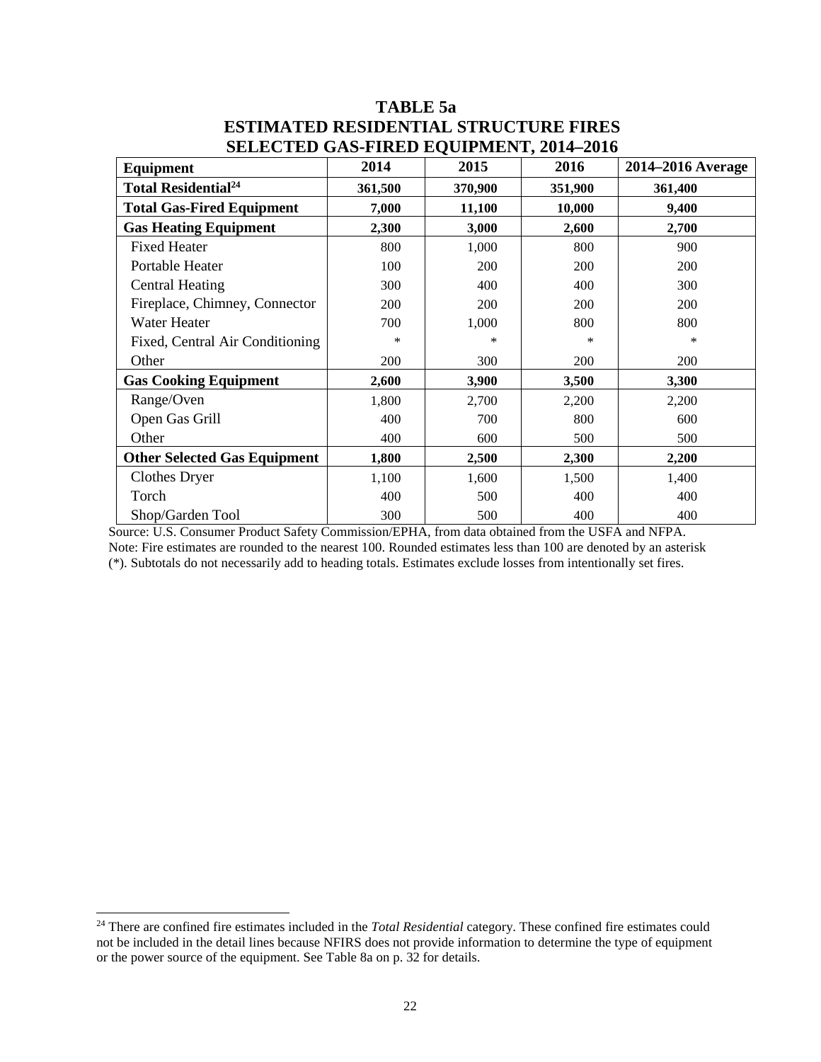# TABLE 5a
## ESTIMATED RESIDENTIAL STRUCTURE FIRES
## SELECTED GAS-FIRED EQUIPMENT, 2014–2016

| Equipment | 2014 | 2015 | 2016 | 2014–2016 Average |
|---|---|---|---|---|
| **Total Residential[24]** | **361,500** | **370,900** | **351,900** | **361,400** |
| **Total Gas-Fired Equipment** | **7,000** | **11,100** | **10,000** | **9,400** |
| **Gas Heating Equipment** | **2,300** | **3,000** | **2,600** | **2,700** |
| Fixed Heater | 800 | 1,000 | 800 | 900 |
| Portable Heater | 100 | 200 | 200 | 200 |
| Central Heating | 300 | 400 | 400 | 300 |
| Fireplace, Chimney, Connector | 200 | 200 | 200 | 200 |
| Water Heater | 700 | 1,000 | 800 | 800 |
| Fixed, Central Air Conditioning | * | * | * | * |
| Other | 200 | 300 | 200 | 200 |
| **Gas Cooking Equipment** | **2,600** | **3,900** | **3,500** | **3,300** |
| Range/Oven | 1,800 | 2,700 | 2,200 | 2,200 |
| Open Gas Grill | 400 | 700 | 800 | 600 |
| Other | 400 | 600 | 500 | 500 |
| **Other Selected Gas Equipment** | **1,800** | **2,500** | **2,300** | **2,200** |
| Clothes Dryer | 1,100 | 1,600 | 1,500 | 1,400 |
| Torch | 400 | 500 | 400 | 400 |
| Shop/Garden Tool | 300 | 500 | 400 | 400 |

Source: U.S. Consumer Product Safety Commission/EPHA, from data obtained from the USFA and NFPA.
Note: Fire estimates are rounded to the nearest 100. Rounded estimates less than 100 are denoted by an asterisk (*). Subtotals do not necessarily add to heading totals. Estimates exclude losses from intentionally set fires.

[24] There are confined fire estimates included in the *Total Residential* category. These confined fire estimates could not be included in the detail lines because NFIRS does not provide information to determine the type of equipment or the power source of the equipment. See Table 8a on p. 32 for details.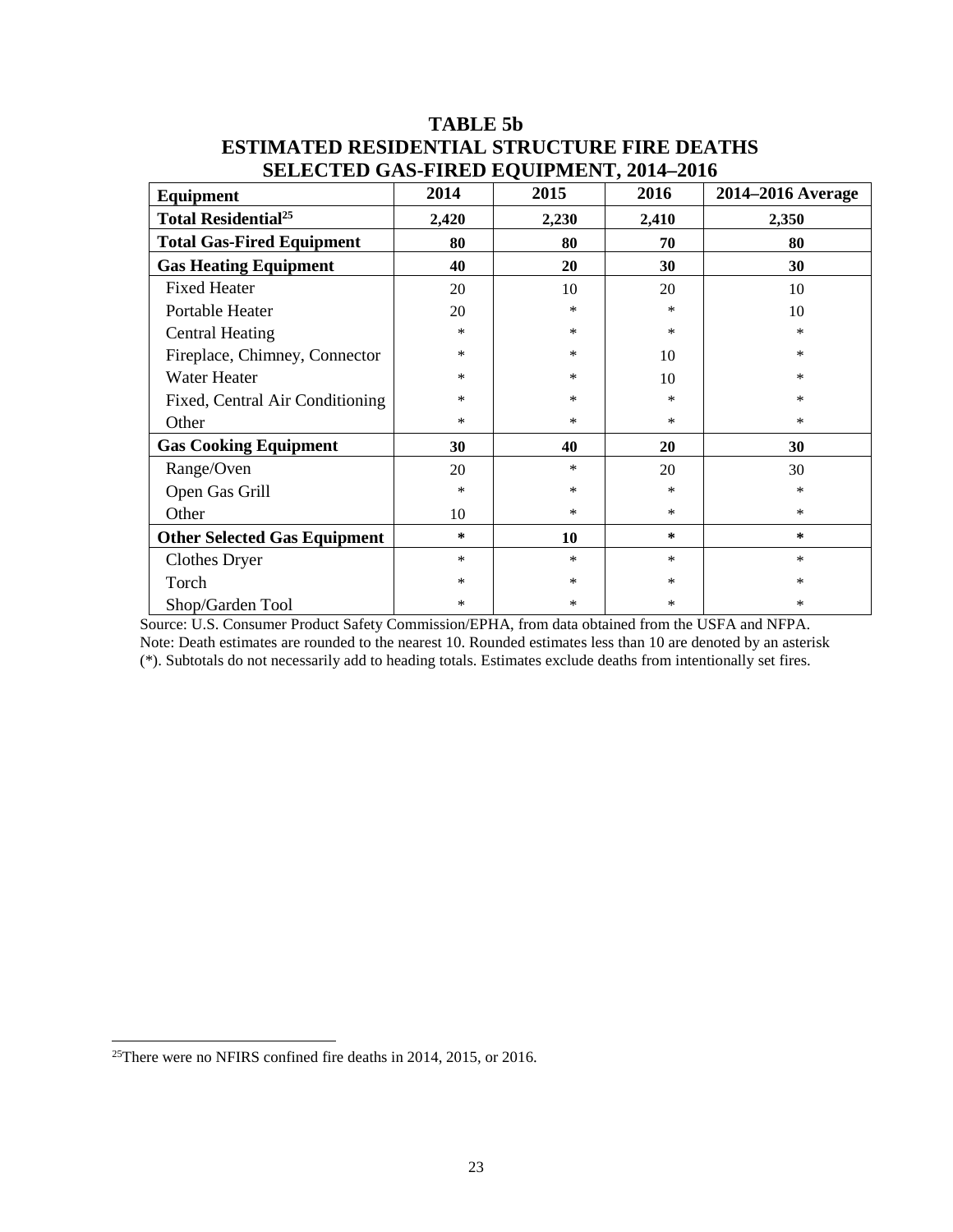**TABLE 5b**
**ESTIMATED RESIDENTIAL STRUCTURE FIRE DEATHS**
**SELECTED GAS-FIRED EQUIPMENT, 2014–2016**

| Equipment | 2014 | 2015 | 2016 | 2014–2016 Average |
|---|---|---|---|---|
| **Total Residential[25]** | **2,420** | **2,230** | **2,410** | **2,350** |
| **Total Gas-Fired Equipment** | **80** | **80** | **70** | **80** |
| **Gas Heating Equipment** | **40** | **20** | **30** | **30** |
| Fixed Heater | 20 | 10 | 20 | 10 |
| Portable Heater | 20 | * | * | 10 |
| Central Heating | * | * | * | * |
| Fireplace, Chimney, Connector | * | * | 10 | * |
| Water Heater | * | * | 10 | * |
| Fixed, Central Air Conditioning | * | * | * | * |
| Other | * | * | * | * |
| **Gas Cooking Equipment** | **30** | **40** | **20** | **30** |
| Range/Oven | 20 | * | 20 | 30 |
| Open Gas Grill | * | * | * | * |
| Other | 10 | * | * | * |
| **Other Selected Gas Equipment** | **\*** | **10** | **\*** | **\*** |
| Clothes Dryer | * | * | * | * |
| Torch | * | * | * | * |
| Shop/Garden Tool | * | * | * | * |

Source: U.S. Consumer Product Safety Commission/EPHA, from data obtained from the USFA and NFPA.
Note: Death estimates are rounded to the nearest 10. Rounded estimates less than 10 are denoted by an asterisk (*). Subtotals do not necessarily add to heading totals. Estimates exclude deaths from intentionally set fires.

[25] There were no NFIRS confined fire deaths in 2014, 2015, or 2016.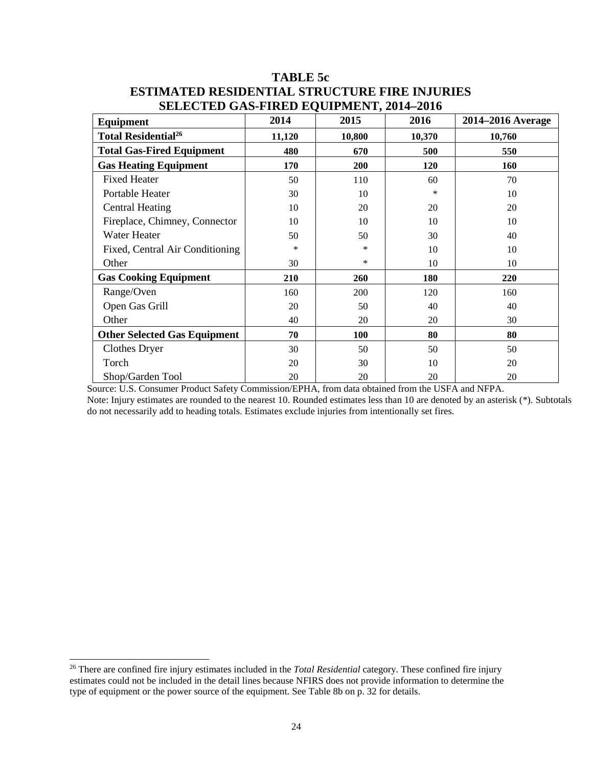# TABLE 5c
## ESTIMATED RESIDENTIAL STRUCTURE FIRE INJURIES
## SELECTED GAS-FIRED EQUIPMENT, 2014–2016

| Equipment | 2014 | 2015 | 2016 | 2014–2016 Average |
|---|---|---|---|---|
| **Total Residential**[26] | **11,120** | **10,800** | **10,370** | **10,760** |
| **Total Gas-Fired Equipment** | **480** | **670** | **500** | **550** |
| **Gas Heating Equipment** | **170** | **200** | **120** | **160** |
| Fixed Heater | 50 | 110 | 60 | 70 |
| Portable Heater | 30 | 10 | * | 10 |
| Central Heating | 10 | 20 | 20 | 20 |
| Fireplace, Chimney, Connector | 10 | 10 | 10 | 10 |
| Water Heater | 50 | 50 | 30 | 40 |
| Fixed, Central Air Conditioning | * | * | 10 | 10 |
| Other | 30 | * | 10 | 10 |
| **Gas Cooking Equipment** | **210** | **260** | **180** | **220** |
| Range/Oven | 160 | 200 | 120 | 160 |
| Open Gas Grill | 20 | 50 | 40 | 40 |
| Other | 40 | 20 | 20 | 30 |
| **Other Selected Gas Equipment** | **70** | **100** | **80** | **80** |
| Clothes Dryer | 30 | 50 | 50 | 50 |
| Torch | 20 | 30 | 10 | 20 |
| Shop/Garden Tool | 20 | 20 | 20 | 20 |

Source: U.S. Consumer Product Safety Commission/EPHA, from data obtained from the USFA and NFPA.

Note: Injury estimates are rounded to the nearest 10. Rounded estimates less than 10 are denoted by an asterisk (*). Subtotals do not necessarily add to heading totals. Estimates exclude injuries from intentionally set fires.

[26] There are confined fire injury estimates included in the *Total Residential* category. These confined fire injury estimates could not be included in the detail lines because NFIRS does not provide information to determine the type of equipment or the power source of the equipment. See Table 8b on p. 32 for details.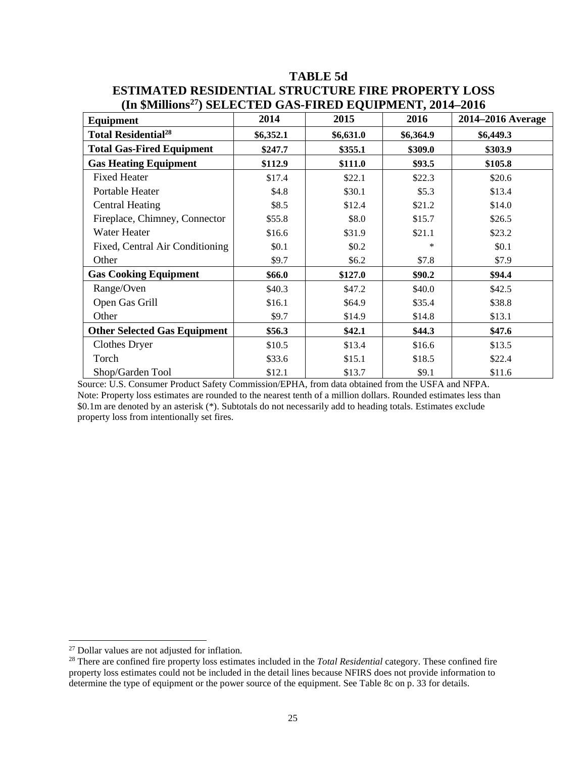**TABLE 5d**
**ESTIMATED RESIDENTIAL STRUCTURE FIRE PROPERTY LOSS**
**(In $Millions[27]) SELECTED GAS-FIRED EQUIPMENT, 2014–2016**

| Equipment | 2014 | 2015 | 2016 | 2014–2016 Average |
|---|---|---|---|---|
| **Total Residential[28]** | **$6,352.1** | **$6,631.0** | **$6,364.9** | **$6,449.3** |
| **Total Gas-Fired Equipment** | **$247.7** | **$355.1** | **$309.0** | **$303.9** |
| **Gas Heating Equipment** | **$112.9** | **$111.0** | **$93.5** | **$105.8** |
| Fixed Heater | $17.4 | $22.1 | $22.3 | $20.6 |
| Portable Heater | $4.8 | $30.1 | $5.3 | $13.4 |
| Central Heating | $8.5 | $12.4 | $21.2 | $14.0 |
| Fireplace, Chimney, Connector | $55.8 | $8.0 | $15.7 | $26.5 |
| Water Heater | $16.6 | $31.9 | $21.1 | $23.2 |
| Fixed, Central Air Conditioning | $0.1 | $0.2 | * | $0.1 |
| Other | $9.7 | $6.2 | $7.8 | $7.9 |
| **Gas Cooking Equipment** | **$66.0** | **$127.0** | **$90.2** | **$94.4** |
| Range/Oven | $40.3 | $47.2 | $40.0 | $42.5 |
| Open Gas Grill | $16.1 | $64.9 | $35.4 | $38.8 |
| Other | $9.7 | $14.9 | $14.8 | $13.1 |
| **Other Selected Gas Equipment** | **$56.3** | **$42.1** | **$44.3** | **$47.6** |
| Clothes Dryer | $10.5 | $13.4 | $16.6 | $13.5 |
| Torch | $33.6 | $15.1 | $18.5 | $22.4 |
| Shop/Garden Tool | $12.1 | $13.7 | $9.1 | $11.6 |

Source: U.S. Consumer Product Safety Commission/EPHA, from data obtained from the USFA and NFPA.
Note: Property loss estimates are rounded to the nearest tenth of a million dollars. Rounded estimates less than $0.1m are denoted by an asterisk (*). Subtotals do not necessarily add to heading totals. Estimates exclude property loss from intentionally set fires.

---

[27] Dollar values are not adjusted for inflation.

[28] There are confined fire property loss estimates included in the *Total Residential* category. These confined fire property loss estimates could not be included in the detail lines because NFIRS does not provide information to determine the type of equipment or the power source of the equipment. See Table 8c on p. 33 for details.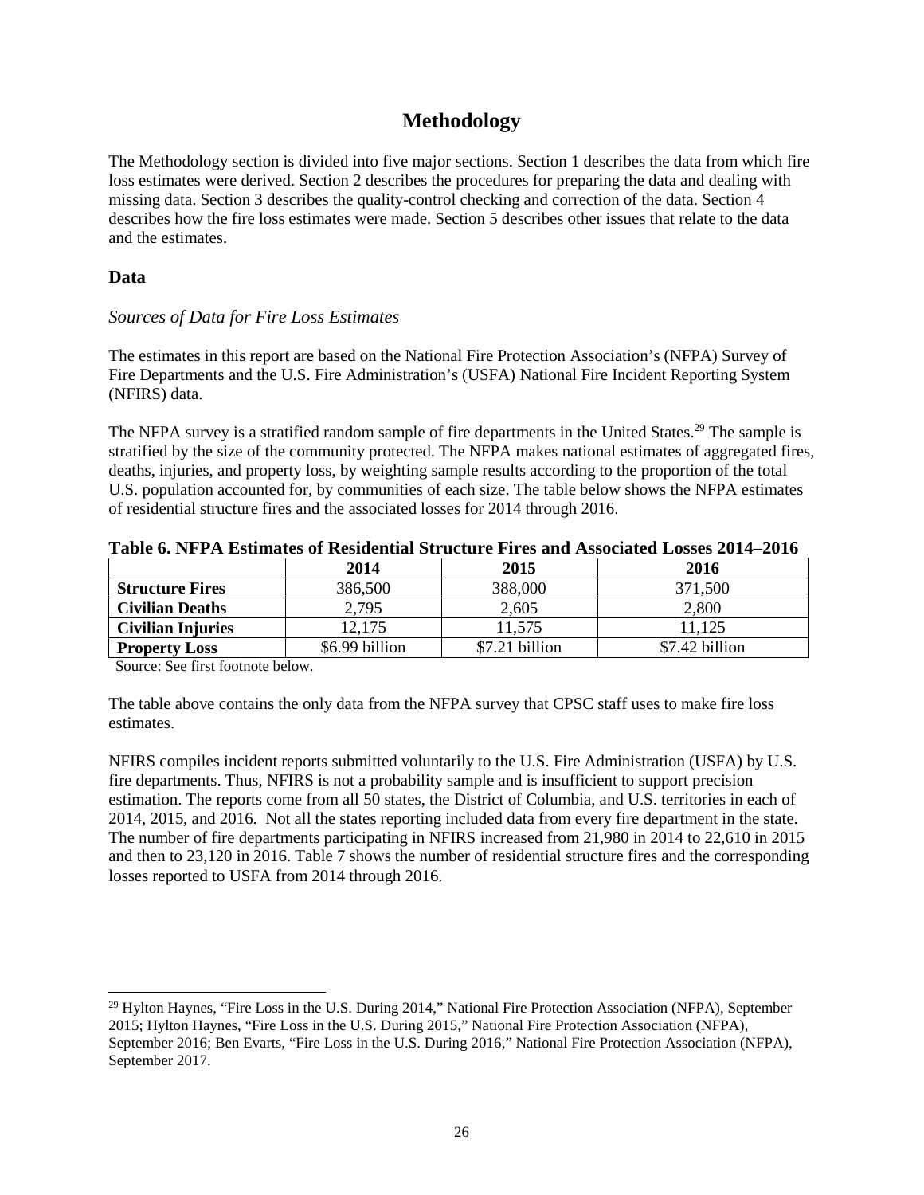# Methodology

The Methodology section is divided into five major sections. Section 1 describes the data from which fire loss estimates were derived. Section 2 describes the procedures for preparing the data and dealing with missing data. Section 3 describes the quality-control checking and correction of the data. Section 4 describes how the fire loss estimates were made. Section 5 describes other issues that relate to the data and the estimates.

## Data

### *Sources of Data for Fire Loss Estimates*

The estimates in this report are based on the National Fire Protection Association's (NFPA) Survey of Fire Departments and the U.S. Fire Administration's (USFA) National Fire Incident Reporting System (NFIRS) data.

The NFPA survey is a stratified random sample of fire departments in the United States.[29] The sample is stratified by the size of the community protected. The NFPA makes national estimates of aggregated fires, deaths, injuries, and property loss, by weighting sample results according to the proportion of the total U.S. population accounted for, by communities of each size. The table below shows the NFPA estimates of residential structure fires and the associated losses for 2014 through 2016.

**Table 6. NFPA Estimates of Residential Structure Fires and Associated Losses 2014–2016**

| | 2014 | 2015 | 2016 |
|---|---|---|---|
| **Structure Fires** | 386,500 | 388,000 | 371,500 |
| **Civilian Deaths** | 2,795 | 2,605 | 2,800 |
| **Civilian Injuries** | 12,175 | 11,575 | 11,125 |
| **Property Loss** | $6.99 billion | $7.21 billion | $7.42 billion |

Source: See first footnote below.

The table above contains the only data from the NFPA survey that CPSC staff uses to make fire loss estimates.

NFIRS compiles incident reports submitted voluntarily to the U.S. Fire Administration (USFA) by U.S. fire departments. Thus, NFIRS is not a probability sample and is insufficient to support precision estimation. The reports come from all 50 states, the District of Columbia, and U.S. territories in each of 2014, 2015, and 2016. Not all the states reporting included data from every fire department in the state. The number of fire departments participating in NFIRS increased from 21,980 in 2014 to 22,610 in 2015 and then to 23,120 in 2016. Table 7 shows the number of residential structure fires and the corresponding losses reported to USFA from 2014 through 2016.

[29] Hylton Haynes, "Fire Loss in the U.S. During 2014," National Fire Protection Association (NFPA), September 2015; Hylton Haynes, "Fire Loss in the U.S. During 2015," National Fire Protection Association (NFPA), September 2016; Ben Evarts, "Fire Loss in the U.S. During 2016," National Fire Protection Association (NFPA), September 2017.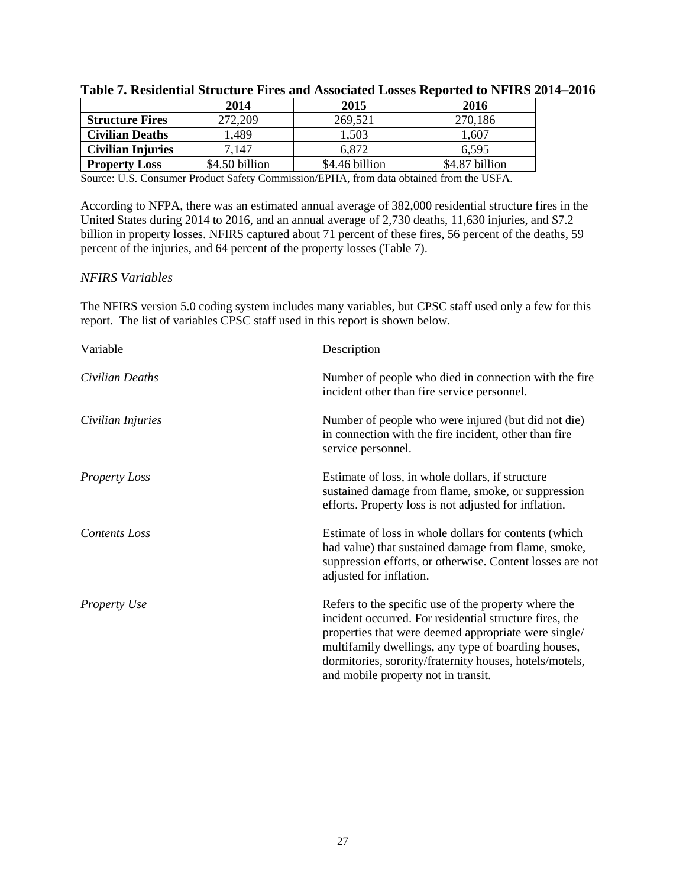**Table 7. Residential Structure Fires and Associated Losses Reported to NFIRS 2014–2016**

| | 2014 | 2015 | 2016 |
|---|---|---|---|
| **Structure Fires** | 272,209 | 269,521 | 270,186 |
| **Civilian Deaths** | 1,489 | 1,503 | 1,607 |
| **Civilian Injuries** | 7,147 | 6,872 | 6,595 |
| **Property Loss** | \$4.50 billion | \$4.46 billion | \$4.87 billion |

Source: U.S. Consumer Product Safety Commission/EPHA, from data obtained from the USFA.

According to NFPA, there was an estimated annual average of 382,000 residential structure fires in the United States during 2014 to 2016, and an annual average of 2,730 deaths, 11,630 injuries, and \$7.2 billion in property losses. NFIRS captured about 71 percent of these fires, 56 percent of the deaths, 59 percent of the injuries, and 64 percent of the property losses (Table 7).

### *NFIRS Variables*

The NFIRS version 5.0 coding system includes many variables, but CPSC staff used only a few for this report. The list of variables CPSC staff used in this report is shown below.

| Variable | Description |
|---|---|
| *Civilian Deaths* | Number of people who died in connection with the fire incident other than fire service personnel. |
| *Civilian Injuries* | Number of people who were injured (but did not die) in connection with the fire incident, other than fire service personnel. |
| *Property Loss* | Estimate of loss, in whole dollars, if structure sustained damage from flame, smoke, or suppression efforts. Property loss is not adjusted for inflation. |
| *Contents Loss* | Estimate of loss in whole dollars for contents (which had value) that sustained damage from flame, smoke, suppression efforts, or otherwise. Content losses are not adjusted for inflation. |
| *Property Use* | Refers to the specific use of the property where the incident occurred. For residential structure fires, the properties that were deemed appropriate were single/ multifamily dwellings, any type of boarding houses, dormitories, sorority/fraternity houses, hotels/motels, and mobile property not in transit. |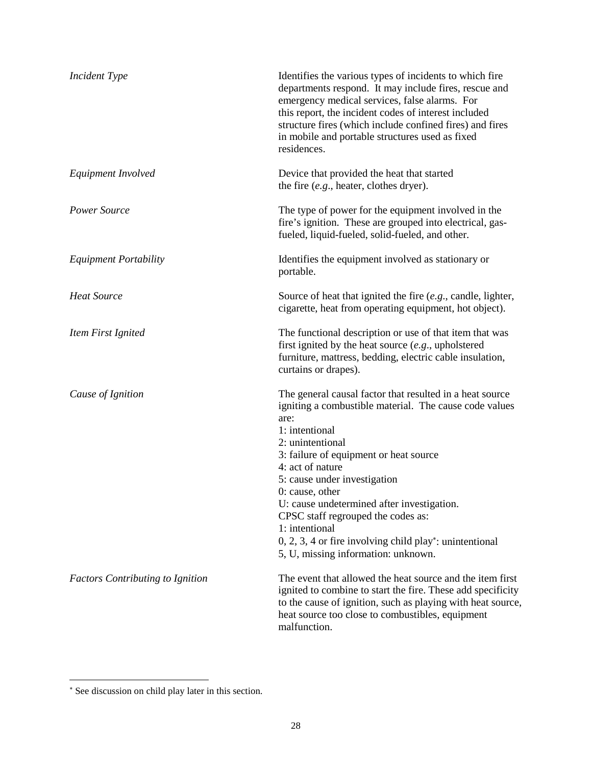| | |
|---|---|
| *Incident Type* | Identifies the various types of incidents to which fire departments respond. It may include fires, rescue and emergency medical services, false alarms. For this report, the incident codes of interest included structure fires (which include confined fires) and fires in mobile and portable structures used as fixed residences. |
| *Equipment Involved* | Device that provided the heat that started the fire (*e.g*., heater, clothes dryer). |
| *Power Source* | The type of power for the equipment involved in the fire's ignition. These are grouped into electrical, gas-fueled, liquid-fueled, solid-fueled, and other. |
| *Equipment Portability* | Identifies the equipment involved as stationary or portable. |
| *Heat Source* | Source of heat that ignited the fire (*e.g*., candle, lighter, cigarette, heat from operating equipment, hot object). |
| *Item First Ignited* | The functional description or use of that item that was first ignited by the heat source (*e.g*., upholstered furniture, mattress, bedding, electric cable insulation, curtains or drapes). |
| *Cause of Ignition* | The general causal factor that resulted in a heat source igniting a combustible material. The cause code values are:<br>1: intentional<br>2: unintentional<br>3: failure of equipment or heat source<br>4: act of nature<br>5: cause under investigation<br>0: cause, other<br>U: cause undetermined after investigation.<br>CPSC staff regrouped the codes as:<br>1: intentional<br>0, 2, 3, 4 or fire involving child play*: unintentional<br>5, U, missing information: unknown. |
| *Factors Contributing to Ignition* | The event that allowed the heat source and the item first ignited to combine to start the fire. These add specificity to the cause of ignition, such as playing with heat source, heat source too close to combustibles, equipment malfunction. |

* See discussion on child play later in this section.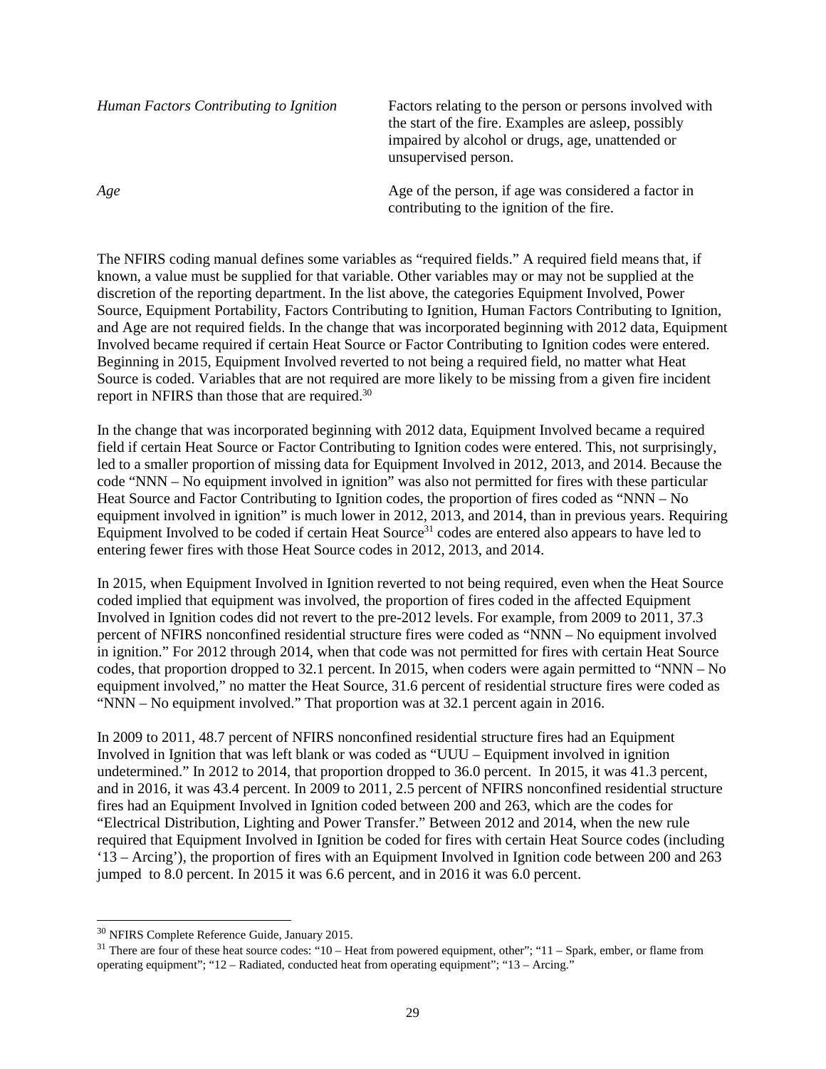| | |
|---|---|
| *Human Factors Contributing to Ignition* | Factors relating to the person or persons involved with the start of the fire. Examples are asleep, possibly impaired by alcohol or drugs, age, unattended or unsupervised person. |
| *Age* | Age of the person, if age was considered a factor in contributing to the ignition of the fire. |

The NFIRS coding manual defines some variables as "required fields." A required field means that, if known, a value must be supplied for that variable. Other variables may or may not be supplied at the discretion of the reporting department. In the list above, the categories Equipment Involved, Power Source, Equipment Portability, Factors Contributing to Ignition, Human Factors Contributing to Ignition, and Age are not required fields. In the change that was incorporated beginning with 2012 data, Equipment Involved became required if certain Heat Source or Factor Contributing to Ignition codes were entered. Beginning in 2015, Equipment Involved reverted to not being a required field, no matter what Heat Source is coded. Variables that are not required are more likely to be missing from a given fire incident report in NFIRS than those that are required.[30]

In the change that was incorporated beginning with 2012 data, Equipment Involved became a required field if certain Heat Source or Factor Contributing to Ignition codes were entered. This, not surprisingly, led to a smaller proportion of missing data for Equipment Involved in 2012, 2013, and 2014. Because the code "NNN – No equipment involved in ignition" was also not permitted for fires with these particular Heat Source and Factor Contributing to Ignition codes, the proportion of fires coded as "NNN – No equipment involved in ignition" is much lower in 2012, 2013, and 2014, than in previous years. Requiring Equipment Involved to be coded if certain Heat Source[31] codes are entered also appears to have led to entering fewer fires with those Heat Source codes in 2012, 2013, and 2014.

In 2015, when Equipment Involved in Ignition reverted to not being required, even when the Heat Source coded implied that equipment was involved, the proportion of fires coded in the affected Equipment Involved in Ignition codes did not revert to the pre-2012 levels. For example, from 2009 to 2011, 37.3 percent of NFIRS nonconfined residential structure fires were coded as "NNN – No equipment involved in ignition." For 2012 through 2014, when that code was not permitted for fires with certain Heat Source codes, that proportion dropped to 32.1 percent. In 2015, when coders were again permitted to "NNN – No equipment involved," no matter the Heat Source, 31.6 percent of residential structure fires were coded as "NNN – No equipment involved." That proportion was at 32.1 percent again in 2016.

In 2009 to 2011, 48.7 percent of NFIRS nonconfined residential structure fires had an Equipment Involved in Ignition that was left blank or was coded as "UUU – Equipment involved in ignition undetermined." In 2012 to 2014, that proportion dropped to 36.0 percent. In 2015, it was 41.3 percent, and in 2016, it was 43.4 percent. In 2009 to 2011, 2.5 percent of NFIRS nonconfined residential structure fires had an Equipment Involved in Ignition coded between 200 and 263, which are the codes for "Electrical Distribution, Lighting and Power Transfer." Between 2012 and 2014, when the new rule required that Equipment Involved in Ignition be coded for fires with certain Heat Source codes (including '13 – Arcing'), the proportion of fires with an Equipment Involved in Ignition code between 200 and 263 jumped to 8.0 percent. In 2015 it was 6.6 percent, and in 2016 it was 6.0 percent.

---

[30] NFIRS Complete Reference Guide, January 2015.

[31] There are four of these heat source codes: "10 – Heat from powered equipment, other"; "11 – Spark, ember, or flame from operating equipment"; "12 – Radiated, conducted heat from operating equipment"; "13 – Arcing."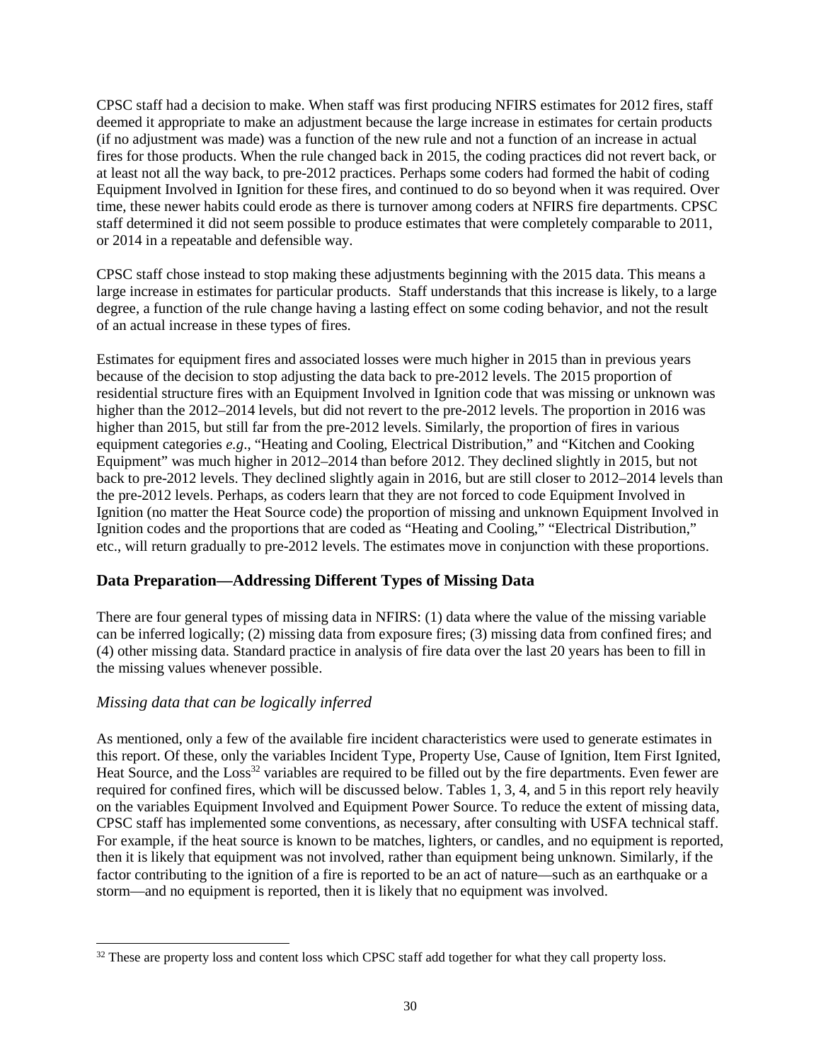CPSC staff had a decision to make. When staff was first producing NFIRS estimates for 2012 fires, staff deemed it appropriate to make an adjustment because the large increase in estimates for certain products (if no adjustment was made) was a function of the new rule and not a function of an increase in actual fires for those products. When the rule changed back in 2015, the coding practices did not revert back, or at least not all the way back, to pre-2012 practices. Perhaps some coders had formed the habit of coding Equipment Involved in Ignition for these fires, and continued to do so beyond when it was required. Over time, these newer habits could erode as there is turnover among coders at NFIRS fire departments. CPSC staff determined it did not seem possible to produce estimates that were completely comparable to 2011, or 2014 in a repeatable and defensible way.

CPSC staff chose instead to stop making these adjustments beginning with the 2015 data. This means a large increase in estimates for particular products. Staff understands that this increase is likely, to a large degree, a function of the rule change having a lasting effect on some coding behavior, and not the result of an actual increase in these types of fires.

Estimates for equipment fires and associated losses were much higher in 2015 than in previous years because of the decision to stop adjusting the data back to pre-2012 levels. The 2015 proportion of residential structure fires with an Equipment Involved in Ignition code that was missing or unknown was higher than the 2012–2014 levels, but did not revert to the pre-2012 levels. The proportion in 2016 was higher than 2015, but still far from the pre-2012 levels. Similarly, the proportion of fires in various equipment categories *e.g*., "Heating and Cooling, Electrical Distribution," and "Kitchen and Cooking Equipment" was much higher in 2012–2014 than before 2012. They declined slightly in 2015, but not back to pre-2012 levels. They declined slightly again in 2016, but are still closer to 2012–2014 levels than the pre-2012 levels. Perhaps, as coders learn that they are not forced to code Equipment Involved in Ignition (no matter the Heat Source code) the proportion of missing and unknown Equipment Involved in Ignition codes and the proportions that are coded as "Heating and Cooling," "Electrical Distribution," etc., will return gradually to pre-2012 levels. The estimates move in conjunction with these proportions.

## Data Preparation—Addressing Different Types of Missing Data

There are four general types of missing data in NFIRS: (1) data where the value of the missing variable can be inferred logically; (2) missing data from exposure fires; (3) missing data from confined fires; and (4) other missing data. Standard practice in analysis of fire data over the last 20 years has been to fill in the missing values whenever possible.

### *Missing data that can be logically inferred*

As mentioned, only a few of the available fire incident characteristics were used to generate estimates in this report. Of these, only the variables Incident Type, Property Use, Cause of Ignition, Item First Ignited, Heat Source, and the Loss[32] variables are required to be filled out by the fire departments. Even fewer are required for confined fires, which will be discussed below. Tables 1, 3, 4, and 5 in this report rely heavily on the variables Equipment Involved and Equipment Power Source. To reduce the extent of missing data, CPSC staff has implemented some conventions, as necessary, after consulting with USFA technical staff. For example, if the heat source is known to be matches, lighters, or candles, and no equipment is reported, then it is likely that equipment was not involved, rather than equipment being unknown. Similarly, if the factor contributing to the ignition of a fire is reported to be an act of nature—such as an earthquake or a storm—and no equipment is reported, then it is likely that no equipment was involved.

[32] These are property loss and content loss which CPSC staff add together for what they call property loss.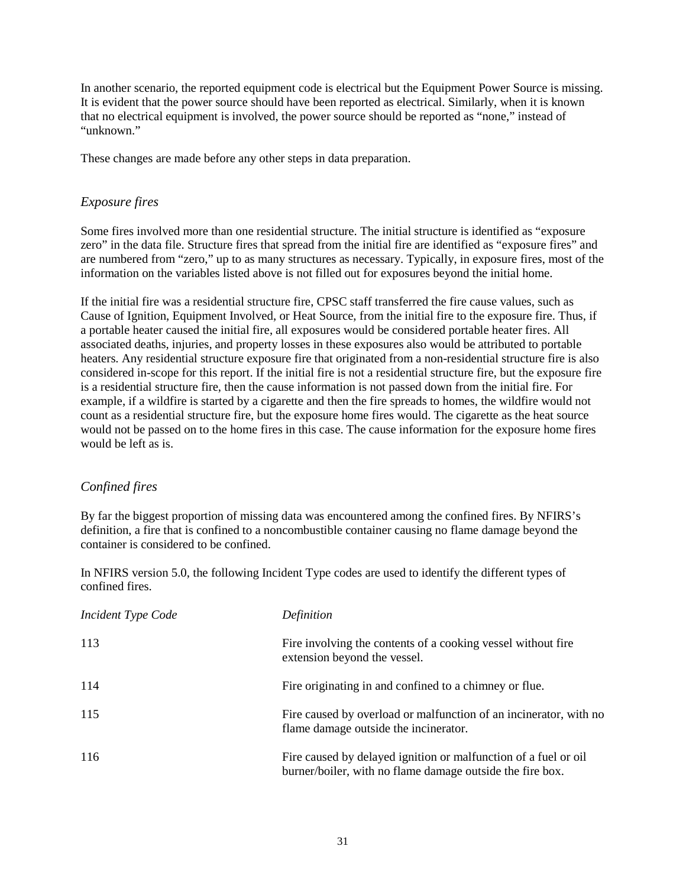In another scenario, the reported equipment code is electrical but the Equipment Power Source is missing. It is evident that the power source should have been reported as electrical. Similarly, when it is known that no electrical equipment is involved, the power source should be reported as "none," instead of "unknown."

These changes are made before any other steps in data preparation.

### *Exposure fires*

Some fires involved more than one residential structure. The initial structure is identified as "exposure zero" in the data file. Structure fires that spread from the initial fire are identified as "exposure fires" and are numbered from "zero," up to as many structures as necessary. Typically, in exposure fires, most of the information on the variables listed above is not filled out for exposures beyond the initial home.

If the initial fire was a residential structure fire, CPSC staff transferred the fire cause values, such as Cause of Ignition, Equipment Involved, or Heat Source, from the initial fire to the exposure fire. Thus, if a portable heater caused the initial fire, all exposures would be considered portable heater fires. All associated deaths, injuries, and property losses in these exposures also would be attributed to portable heaters. Any residential structure exposure fire that originated from a non-residential structure fire is also considered in-scope for this report. If the initial fire is not a residential structure fire, but the exposure fire is a residential structure fire, then the cause information is not passed down from the initial fire. For example, if a wildfire is started by a cigarette and then the fire spreads to homes, the wildfire would not count as a residential structure fire, but the exposure home fires would. The cigarette as the heat source would not be passed on to the home fires in this case. The cause information for the exposure home fires would be left as is.

### *Confined fires*

By far the biggest proportion of missing data was encountered among the confined fires. By NFIRS's definition, a fire that is confined to a noncombustible container causing no flame damage beyond the container is considered to be confined.

In NFIRS version 5.0, the following Incident Type codes are used to identify the different types of confined fires.

| *Incident Type Code* | *Definition* |
|---|---|
| 113 | Fire involving the contents of a cooking vessel without fire extension beyond the vessel. |
| 114 | Fire originating in and confined to a chimney or flue. |
| 115 | Fire caused by overload or malfunction of an incinerator, with no flame damage outside the incinerator. |
| 116 | Fire caused by delayed ignition or malfunction of a fuel or oil burner/boiler, with no flame damage outside the fire box. |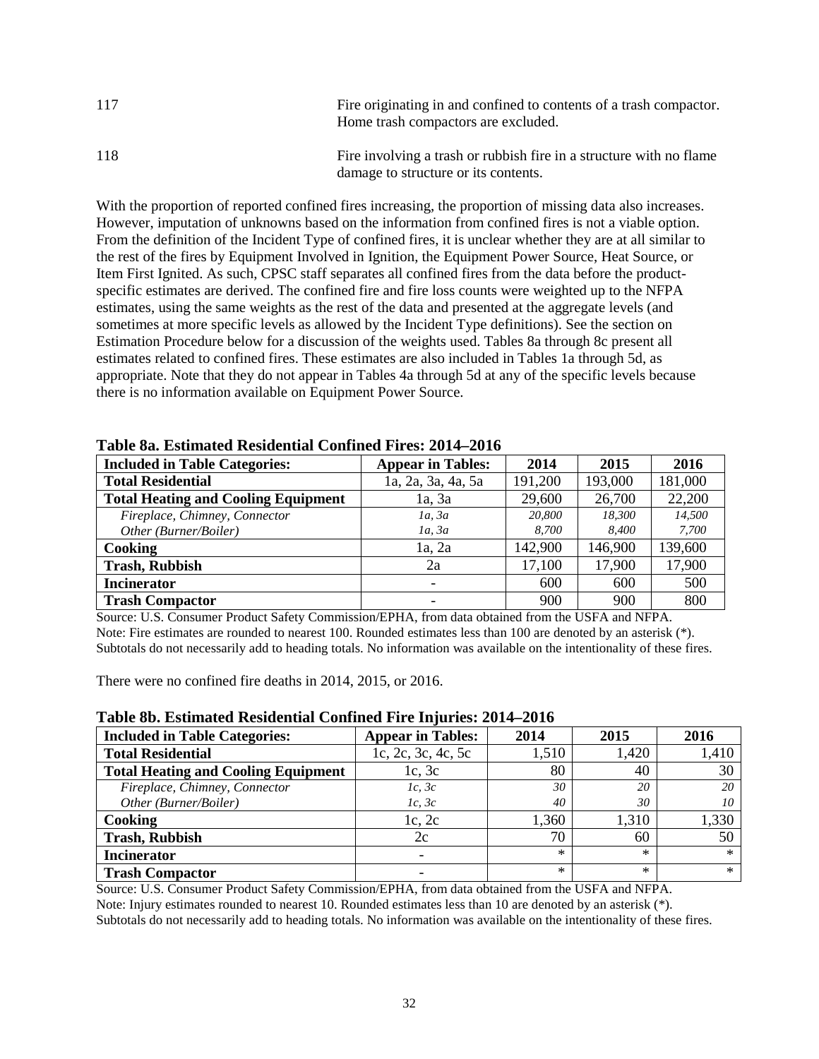| | |
|---|---|
| 117 | Fire originating in and confined to contents of a trash compactor. Home trash compactors are excluded. |
| 118 | Fire involving a trash or rubbish fire in a structure with no flame damage to structure or its contents. |

With the proportion of reported confined fires increasing, the proportion of missing data also increases. However, imputation of unknowns based on the information from confined fires is not a viable option. From the definition of the Incident Type of confined fires, it is unclear whether they are at all similar to the rest of the fires by Equipment Involved in Ignition, the Equipment Power Source, Heat Source, or Item First Ignited. As such, CPSC staff separates all confined fires from the data before the product-specific estimates are derived. The confined fire and fire loss counts were weighted up to the NFPA estimates, using the same weights as the rest of the data and presented at the aggregate levels (and sometimes at more specific levels as allowed by the Incident Type definitions). See the section on Estimation Procedure below for a discussion of the weights used. Tables 8a through 8c present all estimates related to confined fires. These estimates are also included in Tables 1a through 5d, as appropriate. Note that they do not appear in Tables 4a through 5d at any of the specific levels because there is no information available on Equipment Power Source.

**Table 8a. Estimated Residential Confined Fires: 2014–2016**

| Included in Table Categories: | Appear in Tables: | 2014 | 2015 | 2016 |
|---|---|---|---|---|
| **Total Residential** | 1a, 2a, 3a, 4a, 5a | 191,200 | 193,000 | 181,000 |
| **Total Heating and Cooling Equipment** | 1a, 3a | 29,600 | 26,700 | 22,200 |
| *Fireplace, Chimney, Connector* | *1a, 3a* | *20,800* | *18,300* | *14,500* |
| *Other (Burner/Boiler)* | *1a, 3a* | *8,700* | *8,400* | *7,700* |
| **Cooking** | 1a, 2a | 142,900 | 146,900 | 139,600 |
| **Trash, Rubbish** | 2a | 17,100 | 17,900 | 17,900 |
| **Incinerator** | - | 600 | 600 | 500 |
| **Trash Compactor** | - | 900 | 900 | 800 |

Source: U.S. Consumer Product Safety Commission/EPHA, from data obtained from the USFA and NFPA.
Note: Fire estimates are rounded to nearest 100. Rounded estimates less than 100 are denoted by an asterisk (*). Subtotals do not necessarily add to heading totals. No information was available on the intentionality of these fires.

There were no confined fire deaths in 2014, 2015, or 2016.

**Table 8b. Estimated Residential Confined Fire Injuries: 2014–2016**

| Included in Table Categories: | Appear in Tables: | 2014 | 2015 | 2016 |
|---|---|---|---|---|
| **Total Residential** | 1c, 2c, 3c, 4c, 5c | 1,510 | 1,420 | 1,410 |
| **Total Heating and Cooling Equipment** | 1c, 3c | 80 | 40 | 30 |
| *Fireplace, Chimney, Connector* | *1c, 3c* | *30* | *20* | *20* |
| *Other (Burner/Boiler)* | *1c, 3c* | *40* | *30* | *10* |
| **Cooking** | 1c, 2c | 1,360 | 1,310 | 1,330 |
| **Trash, Rubbish** | 2c | 70 | 60 | 50 |
| **Incinerator** | - | * | * | * |
| **Trash Compactor** | - | * | * | * |

Source: U.S. Consumer Product Safety Commission/EPHA, from data obtained from the USFA and NFPA.
Note: Injury estimates rounded to nearest 10. Rounded estimates less than 10 are denoted by an asterisk (*). Subtotals do not necessarily add to heading totals. No information was available on the intentionality of these fires.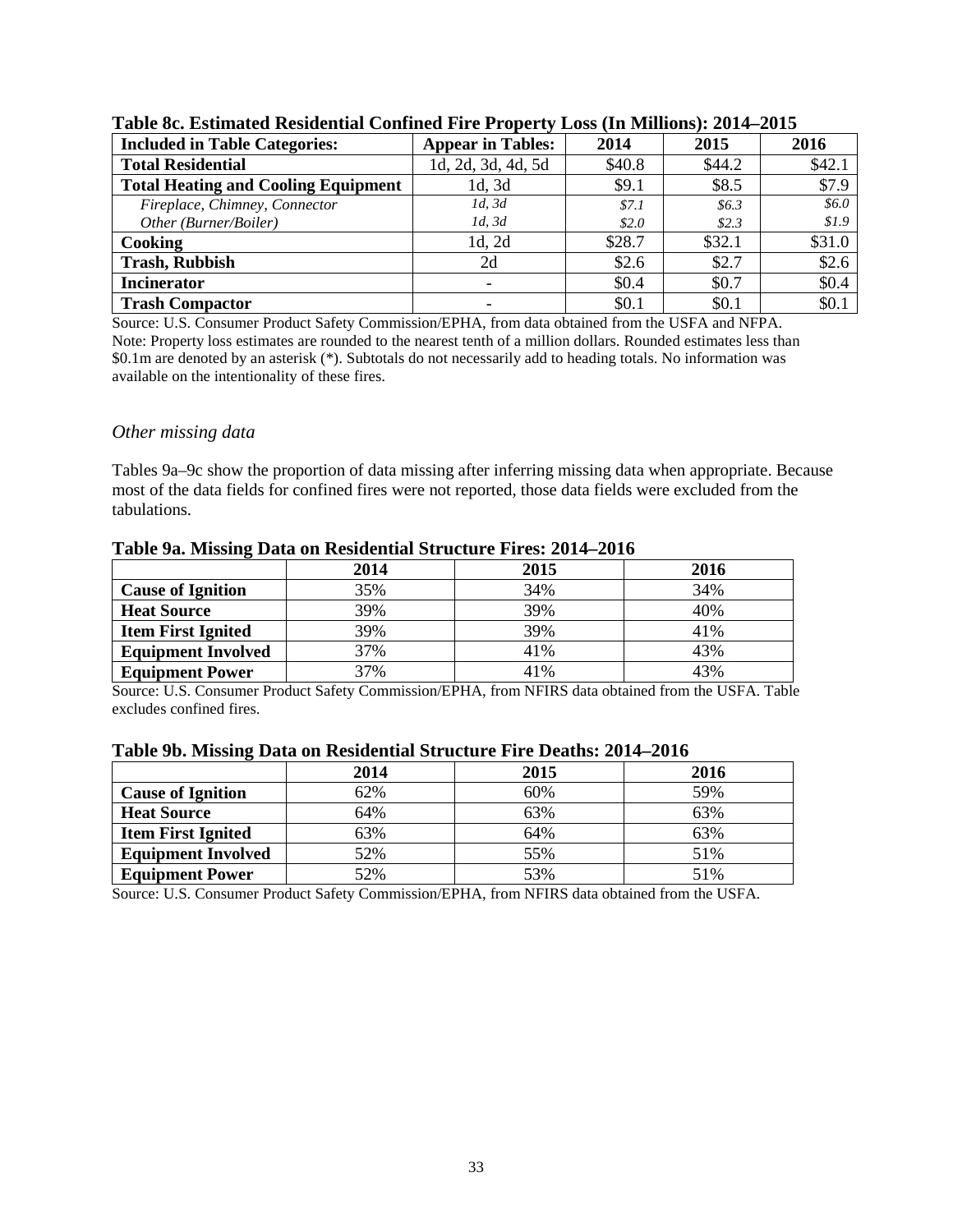**Table 8c. Estimated Residential Confined Fire Property Loss (In Millions): 2014–2015**

| Included in Table Categories: | Appear in Tables: | 2014 | 2015 | 2016 |
|---|---|---|---|---|
| **Total Residential** | 1d, 2d, 3d, 4d, 5d | $40.8 | $44.2 | $42.1 |
| **Total Heating and Cooling Equipment** | 1d, 3d | $9.1 | $8.5 | $7.9 |
| *Fireplace, Chimney, Connector* | *1d, 3d* | *$7.1* | *$6.3* | *$6.0* |
| *Other (Burner/Boiler)* | *1d, 3d* | *$2.0* | *$2.3* | *$1.9* |
| **Cooking** | 1d, 2d | $28.7 | $32.1 | $31.0 |
| **Trash, Rubbish** | 2d | $2.6 | $2.7 | $2.6 |
| **Incinerator** | - | $0.4 | $0.7 | $0.4 |
| **Trash Compactor** | - | $0.1 | $0.1 | $0.1 |

Source: U.S. Consumer Product Safety Commission/EPHA, from data obtained from the USFA and NFPA.
Note: Property loss estimates are rounded to the nearest tenth of a million dollars. Rounded estimates less than $0.1m are denoted by an asterisk (*). Subtotals do not necessarily add to heading totals. No information was available on the intentionality of these fires.

### *Other missing data*

Tables 9a–9c show the proportion of data missing after inferring missing data when appropriate. Because most of the data fields for confined fires were not reported, those data fields were excluded from the tabulations.

**Table 9a. Missing Data on Residential Structure Fires: 2014–2016**

| | 2014 | 2015 | 2016 |
|---|---|---|---|
| **Cause of Ignition** | 35% | 34% | 34% |
| **Heat Source** | 39% | 39% | 40% |
| **Item First Ignited** | 39% | 39% | 41% |
| **Equipment Involved** | 37% | 41% | 43% |
| **Equipment Power** | 37% | 41% | 43% |

Source: U.S. Consumer Product Safety Commission/EPHA, from NFIRS data obtained from the USFA. Table excludes confined fires.

**Table 9b. Missing Data on Residential Structure Fire Deaths: 2014–2016**

| | 2014 | 2015 | 2016 |
|---|---|---|---|
| **Cause of Ignition** | 62% | 60% | 59% |
| **Heat Source** | 64% | 63% | 63% |
| **Item First Ignited** | 63% | 64% | 63% |
| **Equipment Involved** | 52% | 55% | 51% |
| **Equipment Power** | 52% | 53% | 51% |

Source: U.S. Consumer Product Safety Commission/EPHA, from NFIRS data obtained from the USFA.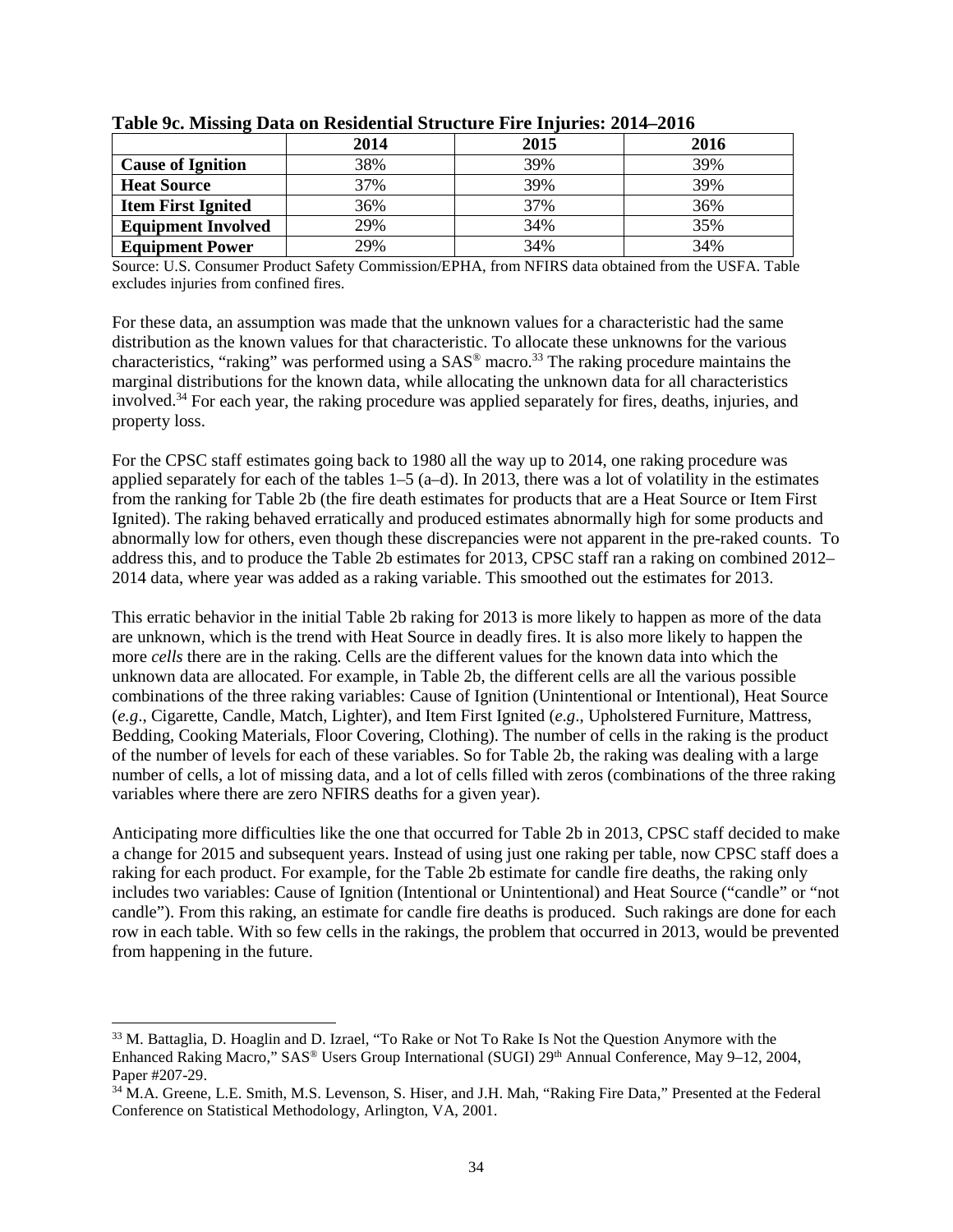**Table 9c. Missing Data on Residential Structure Fire Injuries: 2014–2016**

| | 2014 | 2015 | 2016 |
|---|---|---|---|
| **Cause of Ignition** | 38% | 39% | 39% |
| **Heat Source** | 37% | 39% | 39% |
| **Item First Ignited** | 36% | 37% | 36% |
| **Equipment Involved** | 29% | 34% | 35% |
| **Equipment Power** | 29% | 34% | 34% |

Source: U.S. Consumer Product Safety Commission/EPHA, from NFIRS data obtained from the USFA. Table excludes injuries from confined fires.

For these data, an assumption was made that the unknown values for a characteristic had the same distribution as the known values for that characteristic. To allocate these unknowns for the various characteristics, "raking" was performed using a SAS® macro.[33] The raking procedure maintains the marginal distributions for the known data, while allocating the unknown data for all characteristics involved.[34] For each year, the raking procedure was applied separately for fires, deaths, injuries, and property loss.

For the CPSC staff estimates going back to 1980 all the way up to 2014, one raking procedure was applied separately for each of the tables 1–5 (a–d). In 2013, there was a lot of volatility in the estimates from the ranking for Table 2b (the fire death estimates for products that are a Heat Source or Item First Ignited). The raking behaved erratically and produced estimates abnormally high for some products and abnormally low for others, even though these discrepancies were not apparent in the pre-raked counts. To address this, and to produce the Table 2b estimates for 2013, CPSC staff ran a raking on combined 2012–2014 data, where year was added as a raking variable. This smoothed out the estimates for 2013.

This erratic behavior in the initial Table 2b raking for 2013 is more likely to happen as more of the data are unknown, which is the trend with Heat Source in deadly fires. It is also more likely to happen the more *cells* there are in the raking. Cells are the different values for the known data into which the unknown data are allocated. For example, in Table 2b, the different cells are all the various possible combinations of the three raking variables: Cause of Ignition (Unintentional or Intentional), Heat Source (*e.g*., Cigarette, Candle, Match, Lighter), and Item First Ignited (*e.g*., Upholstered Furniture, Mattress, Bedding, Cooking Materials, Floor Covering, Clothing). The number of cells in the raking is the product of the number of levels for each of these variables. So for Table 2b, the raking was dealing with a large number of cells, a lot of missing data, and a lot of cells filled with zeros (combinations of the three raking variables where there are zero NFIRS deaths for a given year).

Anticipating more difficulties like the one that occurred for Table 2b in 2013, CPSC staff decided to make a change for 2015 and subsequent years. Instead of using just one raking per table, now CPSC staff does a raking for each product. For example, for the Table 2b estimate for candle fire deaths, the raking only includes two variables: Cause of Ignition (Intentional or Unintentional) and Heat Source ("candle" or "not candle"). From this raking, an estimate for candle fire deaths is produced. Such rakings are done for each row in each table. With so few cells in the rakings, the problem that occurred in 2013, would be prevented from happening in the future.

---

[33] M. Battaglia, D. Hoaglin and D. Izrael, "To Rake or Not To Rake Is Not the Question Anymore with the Enhanced Raking Macro," SAS® Users Group International (SUGI) 29th Annual Conference, May 9–12, 2004, Paper #207-29.

[34] M.A. Greene, L.E. Smith, M.S. Levenson, S. Hiser, and J.H. Mah, "Raking Fire Data," Presented at the Federal Conference on Statistical Methodology, Arlington, VA, 2001.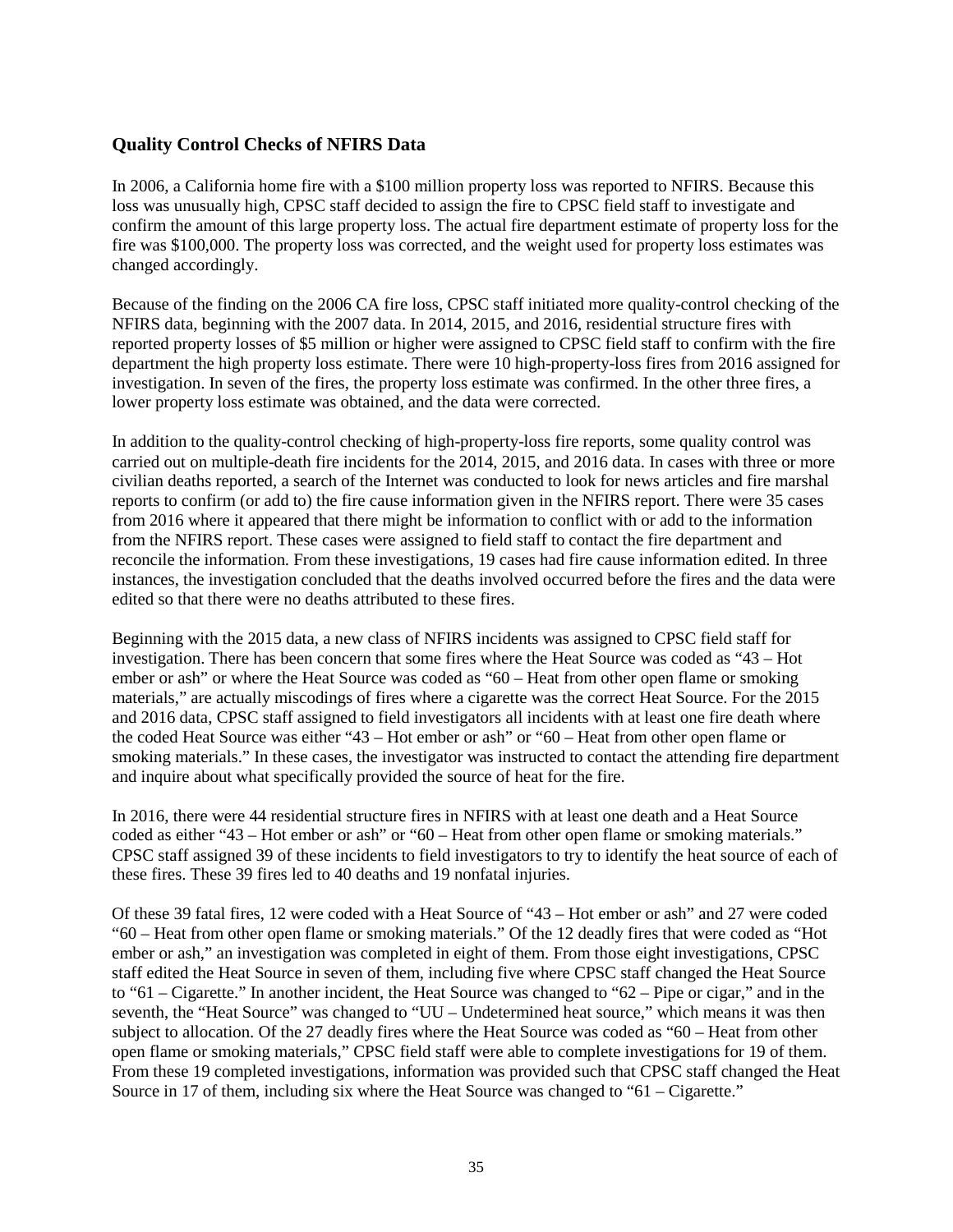### Quality Control Checks of NFIRS Data

In 2006, a California home fire with a $100 million property loss was reported to NFIRS. Because this loss was unusually high, CPSC staff decided to assign the fire to CPSC field staff to investigate and confirm the amount of this large property loss. The actual fire department estimate of property loss for the fire was $100,000. The property loss was corrected, and the weight used for property loss estimates was changed accordingly.

Because of the finding on the 2006 CA fire loss, CPSC staff initiated more quality-control checking of the NFIRS data, beginning with the 2007 data. In 2014, 2015, and 2016, residential structure fires with reported property losses of $5 million or higher were assigned to CPSC field staff to confirm with the fire department the high property loss estimate. There were 10 high-property-loss fires from 2016 assigned for investigation. In seven of the fires, the property loss estimate was confirmed. In the other three fires, a lower property loss estimate was obtained, and the data were corrected.

In addition to the quality-control checking of high-property-loss fire reports, some quality control was carried out on multiple-death fire incidents for the 2014, 2015, and 2016 data. In cases with three or more civilian deaths reported, a search of the Internet was conducted to look for news articles and fire marshal reports to confirm (or add to) the fire cause information given in the NFIRS report. There were 35 cases from 2016 where it appeared that there might be information to conflict with or add to the information from the NFIRS report. These cases were assigned to field staff to contact the fire department and reconcile the information. From these investigations, 19 cases had fire cause information edited. In three instances, the investigation concluded that the deaths involved occurred before the fires and the data were edited so that there were no deaths attributed to these fires.

Beginning with the 2015 data, a new class of NFIRS incidents was assigned to CPSC field staff for investigation. There has been concern that some fires where the Heat Source was coded as "43 – Hot ember or ash" or where the Heat Source was coded as "60 – Heat from other open flame or smoking materials," are actually miscodings of fires where a cigarette was the correct Heat Source. For the 2015 and 2016 data, CPSC staff assigned to field investigators all incidents with at least one fire death where the coded Heat Source was either "43 – Hot ember or ash" or "60 – Heat from other open flame or smoking materials." In these cases, the investigator was instructed to contact the attending fire department and inquire about what specifically provided the source of heat for the fire.

In 2016, there were 44 residential structure fires in NFIRS with at least one death and a Heat Source coded as either "43 – Hot ember or ash" or "60 – Heat from other open flame or smoking materials." CPSC staff assigned 39 of these incidents to field investigators to try to identify the heat source of each of these fires. These 39 fires led to 40 deaths and 19 nonfatal injuries.

Of these 39 fatal fires, 12 were coded with a Heat Source of "43 – Hot ember or ash" and 27 were coded "60 – Heat from other open flame or smoking materials." Of the 12 deadly fires that were coded as "Hot ember or ash," an investigation was completed in eight of them. From those eight investigations, CPSC staff edited the Heat Source in seven of them, including five where CPSC staff changed the Heat Source to "61 – Cigarette." In another incident, the Heat Source was changed to "62 – Pipe or cigar," and in the seventh, the "Heat Source" was changed to "UU – Undetermined heat source," which means it was then subject to allocation. Of the 27 deadly fires where the Heat Source was coded as "60 – Heat from other open flame or smoking materials," CPSC field staff were able to complete investigations for 19 of them. From these 19 completed investigations, information was provided such that CPSC staff changed the Heat Source in 17 of them, including six where the Heat Source was changed to "61 – Cigarette."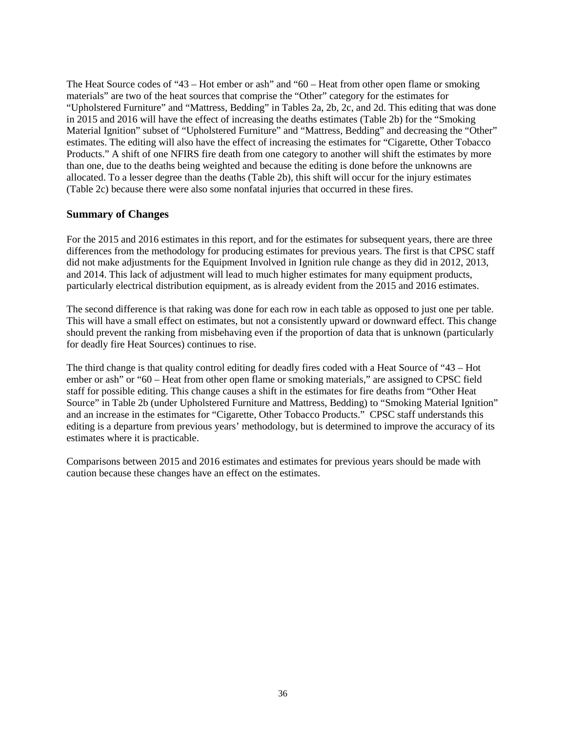The Heat Source codes of "43 – Hot ember or ash" and "60 – Heat from other open flame or smoking materials" are two of the heat sources that comprise the "Other" category for the estimates for "Upholstered Furniture" and "Mattress, Bedding" in Tables 2a, 2b, 2c, and 2d. This editing that was done in 2015 and 2016 will have the effect of increasing the deaths estimates (Table 2b) for the "Smoking Material Ignition" subset of "Upholstered Furniture" and "Mattress, Bedding" and decreasing the "Other" estimates. The editing will also have the effect of increasing the estimates for "Cigarette, Other Tobacco Products." A shift of one NFIRS fire death from one category to another will shift the estimates by more than one, due to the deaths being weighted and because the editing is done before the unknowns are allocated. To a lesser degree than the deaths (Table 2b), this shift will occur for the injury estimates (Table 2c) because there were also some nonfatal injuries that occurred in these fires.

### Summary of Changes

For the 2015 and 2016 estimates in this report, and for the estimates for subsequent years, there are three differences from the methodology for producing estimates for previous years. The first is that CPSC staff did not make adjustments for the Equipment Involved in Ignition rule change as they did in 2012, 2013, and 2014. This lack of adjustment will lead to much higher estimates for many equipment products, particularly electrical distribution equipment, as is already evident from the 2015 and 2016 estimates.

The second difference is that raking was done for each row in each table as opposed to just one per table. This will have a small effect on estimates, but not a consistently upward or downward effect. This change should prevent the ranking from misbehaving even if the proportion of data that is unknown (particularly for deadly fire Heat Sources) continues to rise.

The third change is that quality control editing for deadly fires coded with a Heat Source of "43 – Hot ember or ash" or "60 – Heat from other open flame or smoking materials," are assigned to CPSC field staff for possible editing. This change causes a shift in the estimates for fire deaths from "Other Heat Source" in Table 2b (under Upholstered Furniture and Mattress, Bedding) to "Smoking Material Ignition" and an increase in the estimates for "Cigarette, Other Tobacco Products." CPSC staff understands this editing is a departure from previous years' methodology, but is determined to improve the accuracy of its estimates where it is practicable.

Comparisons between 2015 and 2016 estimates and estimates for previous years should be made with caution because these changes have an effect on the estimates.